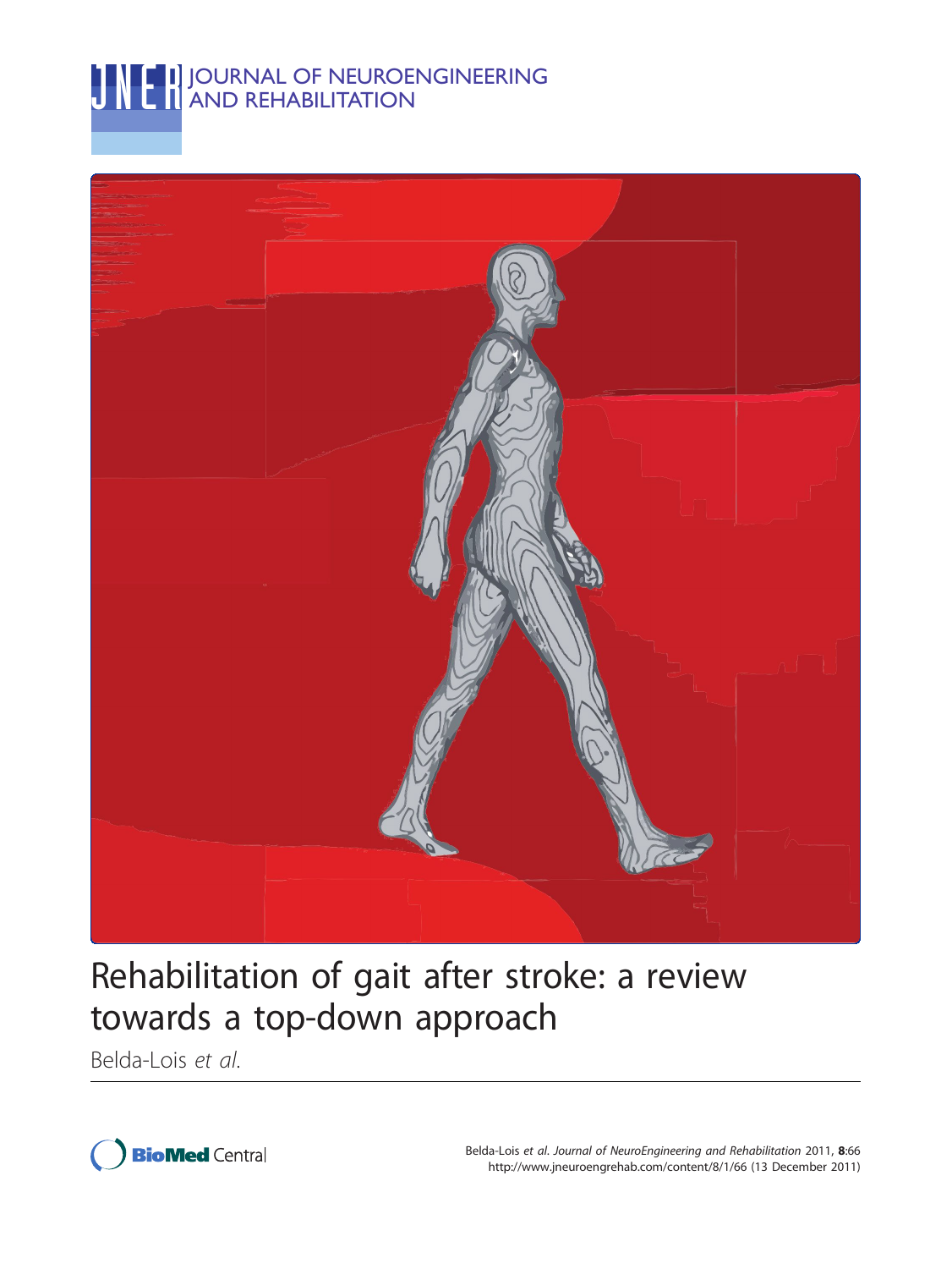# JOURNAL OF NEUROENGINEERING AND REHABILITATION

# Rehabilitation of gait after stroke: a review towards a top-down approach

Belda-Lois *et al.*

Belda-Lois *et al. Journal of NeuroEngineering and Rehabilitation* 2011, **8**:66
http://www.jneuroengrehab.com/content/8/1/66 (13 December 2011)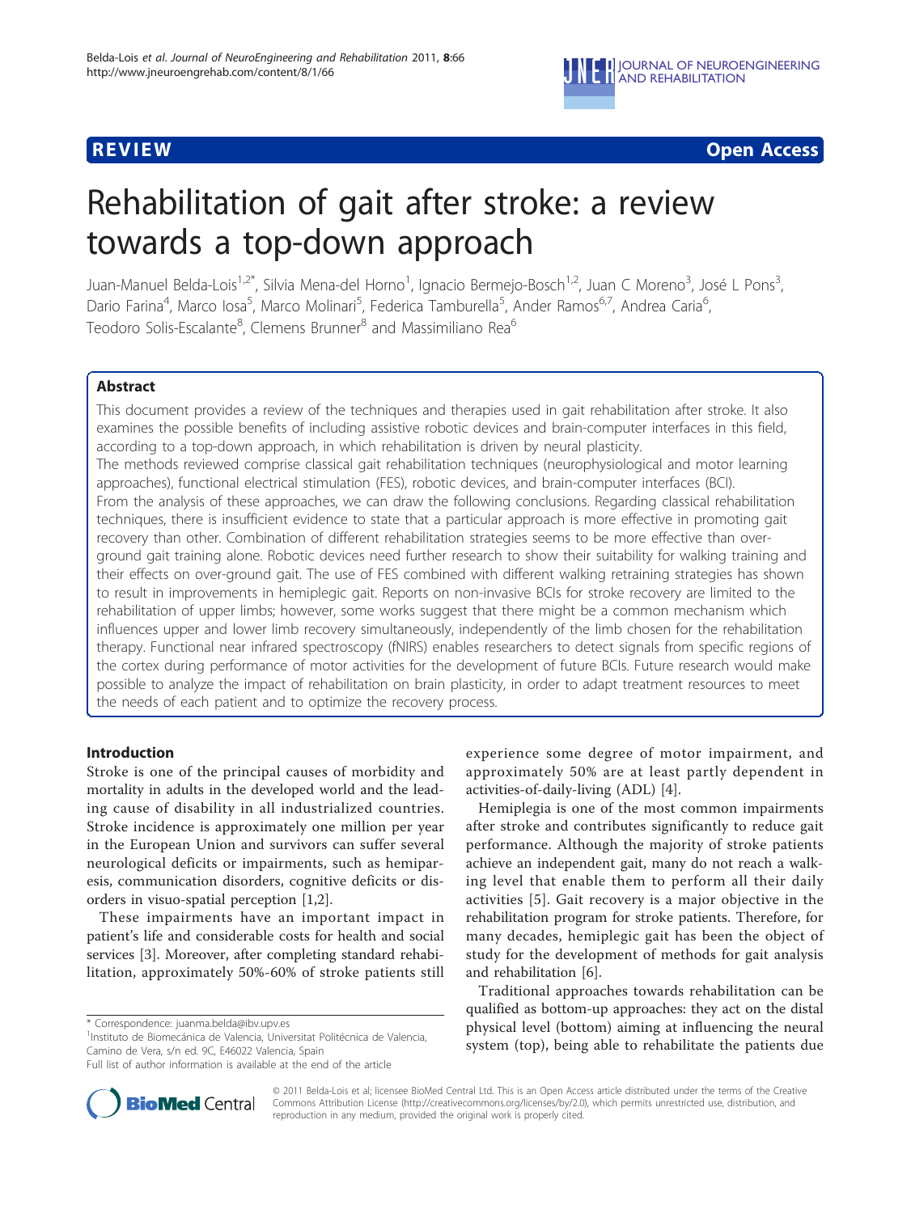# Rehabilitation of gait after stroke: a review towards a top-down approach

Juan-Manuel Belda-Lois[1,2*], Silvia Mena-del Horno[1], Ignacio Bermejo-Bosch[1,2], Juan C Moreno[3], José L Pons[3], Dario Farina[4], Marco Iosa[5], Marco Molinari[5], Federica Tamburella[5], Ander Ramos[6,7], Andrea Caria[6], Teodoro Solis-Escalante[8], Clemens Brunner[8] and Massimiliano Rea[6]

## Abstract

This document provides a review of the techniques and therapies used in gait rehabilitation after stroke. It also examines the possible benefits of including assistive robotic devices and brain-computer interfaces in this field, according to a top-down approach, in which rehabilitation is driven by neural plasticity.

The methods reviewed comprise classical gait rehabilitation techniques (neurophysiological and motor learning approaches), functional electrical stimulation (FES), robotic devices, and brain-computer interfaces (BCI).

From the analysis of these approaches, we can draw the following conclusions. Regarding classical rehabilitation techniques, there is insufficient evidence to state that a particular approach is more effective in promoting gait recovery than other. Combination of different rehabilitation strategies seems to be more effective than over-ground gait training alone. Robotic devices need further research to show their suitability for walking training and their effects on over-ground gait. The use of FES combined with different walking retraining strategies has shown to result in improvements in hemiplegic gait. Reports on non-invasive BCIs for stroke recovery are limited to the rehabilitation of upper limbs; however, some works suggest that there might be a common mechanism which influences upper and lower limb recovery simultaneously, independently of the limb chosen for the rehabilitation therapy. Functional near infrared spectroscopy (fNIRS) enables researchers to detect signals from specific regions of the cortex during performance of motor activities for the development of future BCIs. Future research would make possible to analyze the impact of rehabilitation on brain plasticity, in order to adapt treatment resources to meet the needs of each patient and to optimize the recovery process.

## Introduction

Stroke is one of the principal causes of morbidity and mortality in adults in the developed world and the leading cause of disability in all industrialized countries. Stroke incidence is approximately one million per year in the European Union and survivors can suffer several neurological deficits or impairments, such as hemiparesis, communication disorders, cognitive deficits or disorders in visuo-spatial perception [1,2].

These impairments have an important impact in patient's life and considerable costs for health and social services [3]. Moreover, after completing standard rehabilitation, approximately 50%-60% of stroke patients still experience some degree of motor impairment, and approximately 50% are at least partly dependent in activities-of-daily-living (ADL) [4].

Hemiplegia is one of the most common impairments after stroke and contributes significantly to reduce gait performance. Although the majority of stroke patients achieve an independent gait, many do not reach a walking level that enable them to perform all their daily activities [5]. Gait recovery is a major objective in the rehabilitation program for stroke patients. Therefore, for many decades, hemiplegic gait has been the object of study for the development of methods for gait analysis and rehabilitation [6].

Traditional approaches towards rehabilitation can be qualified as bottom-up approaches: they act on the distal physical level (bottom) aiming at influencing the neural system (top), being able to rehabilitate the patients due

\* Correspondence: juanma.belda@ibv.upv.es
[1]Instituto de Biomecánica de Valencia, Universitat Politécnica de Valencia, Camino de Vera, s/n ed. 9C, E46022 Valencia, Spain
Full list of author information is available at the end of the article

© 2011 Belda-Lois et al; licensee BioMed Central Ltd. This is an Open Access article distributed under the terms of the Creative Commons Attribution License (http://creativecommons.org/licenses/by/2.0), which permits unrestricted use, distribution, and reproduction in any medium, provided the original work is properly cited.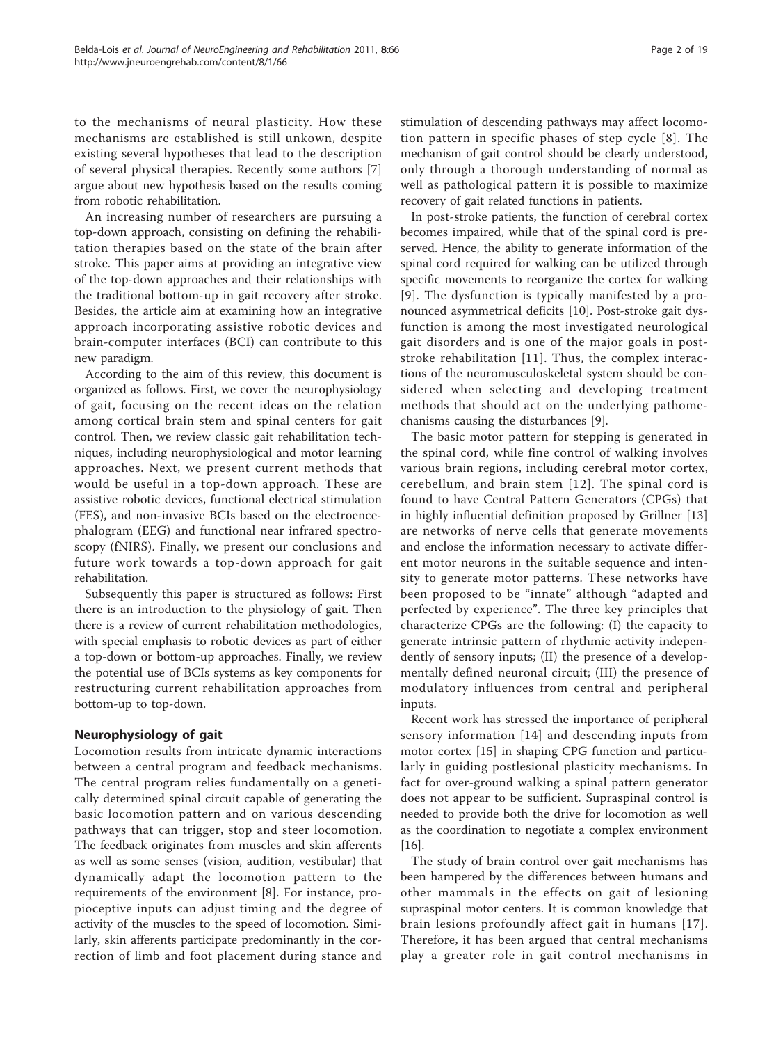to the mechanisms of neural plasticity. How these mechanisms are established is still unkown, despite existing several hypotheses that lead to the description of several physical therapies. Recently some authors [7] argue about new hypothesis based on the results coming from robotic rehabilitation.

An increasing number of researchers are pursuing a top-down approach, consisting on defining the rehabilitation therapies based on the state of the brain after stroke. This paper aims at providing an integrative view of the top-down approaches and their relationships with the traditional bottom-up in gait recovery after stroke. Besides, the article aim at examining how an integrative approach incorporating assistive robotic devices and brain-computer interfaces (BCI) can contribute to this new paradigm.

According to the aim of this review, this document is organized as follows. First, we cover the neurophysiology of gait, focusing on the recent ideas on the relation among cortical brain stem and spinal centers for gait control. Then, we review classic gait rehabilitation techniques, including neurophysiological and motor learning approaches. Next, we present current methods that would be useful in a top-down approach. These are assistive robotic devices, functional electrical stimulation (FES), and non-invasive BCIs based on the electroencephalogram (EEG) and functional near infrared spectroscopy (fNIRS). Finally, we present our conclusions and future work towards a top-down approach for gait rehabilitation.

Subsequently this paper is structured as follows: First there is an introduction to the physiology of gait. Then there is a review of current rehabilitation methodologies, with special emphasis to robotic devices as part of either a top-down or bottom-up approaches. Finally, we review the potential use of BCIs systems as key components for restructuring current rehabilitation approaches from bottom-up to top-down.

## Neurophysiology of gait

Locomotion results from intricate dynamic interactions between a central program and feedback mechanisms. The central program relies fundamentally on a genetically determined spinal circuit capable of generating the basic locomotion pattern and on various descending pathways that can trigger, stop and steer locomotion. The feedback originates from muscles and skin afferents as well as some senses (vision, audition, vestibular) that dynamically adapt the locomotion pattern to the requirements of the environment [8]. For instance, propioceptive inputs can adjust timing and the degree of activity of the muscles to the speed of locomotion. Similarly, skin afferents participate predominantly in the correction of limb and foot placement during stance and stimulation of descending pathways may affect locomotion pattern in specific phases of step cycle [8]. The mechanism of gait control should be clearly understood, only through a thorough understanding of normal as well as pathological pattern it is possible to maximize recovery of gait related functions in patients.

In post-stroke patients, the function of cerebral cortex becomes impaired, while that of the spinal cord is preserved. Hence, the ability to generate information of the spinal cord required for walking can be utilized through specific movements to reorganize the cortex for walking [9]. The dysfunction is typically manifested by a pronounced asymmetrical deficits [10]. Post-stroke gait dysfunction is among the most investigated neurological gait disorders and is one of the major goals in post-stroke rehabilitation [11]. Thus, the complex interactions of the neuromusculoskeletal system should be considered when selecting and developing treatment methods that should act on the underlying pathomechanisms causing the disturbances [9].

The basic motor pattern for stepping is generated in the spinal cord, while fine control of walking involves various brain regions, including cerebral motor cortex, cerebellum, and brain stem [12]. The spinal cord is found to have Central Pattern Generators (CPGs) that in highly influential definition proposed by Grillner [13] are networks of nerve cells that generate movements and enclose the information necessary to activate different motor neurons in the suitable sequence and intensity to generate motor patterns. These networks have been proposed to be "innate" although "adapted and perfected by experience". The three key principles that characterize CPGs are the following: (I) the capacity to generate intrinsic pattern of rhythmic activity independently of sensory inputs; (II) the presence of a developmentally defined neuronal circuit; (III) the presence of modulatory influences from central and peripheral inputs.

Recent work has stressed the importance of peripheral sensory information [14] and descending inputs from motor cortex [15] in shaping CPG function and particularly in guiding postlesional plasticity mechanisms. In fact for over-ground walking a spinal pattern generator does not appear to be sufficient. Supraspinal control is needed to provide both the drive for locomotion as well as the coordination to negotiate a complex environment [16].

The study of brain control over gait mechanisms has been hampered by the differences between humans and other mammals in the effects on gait of lesioning supraspinal motor centers. It is common knowledge that brain lesions profoundly affect gait in humans [17]. Therefore, it has been argued that central mechanisms play a greater role in gait control mechanisms in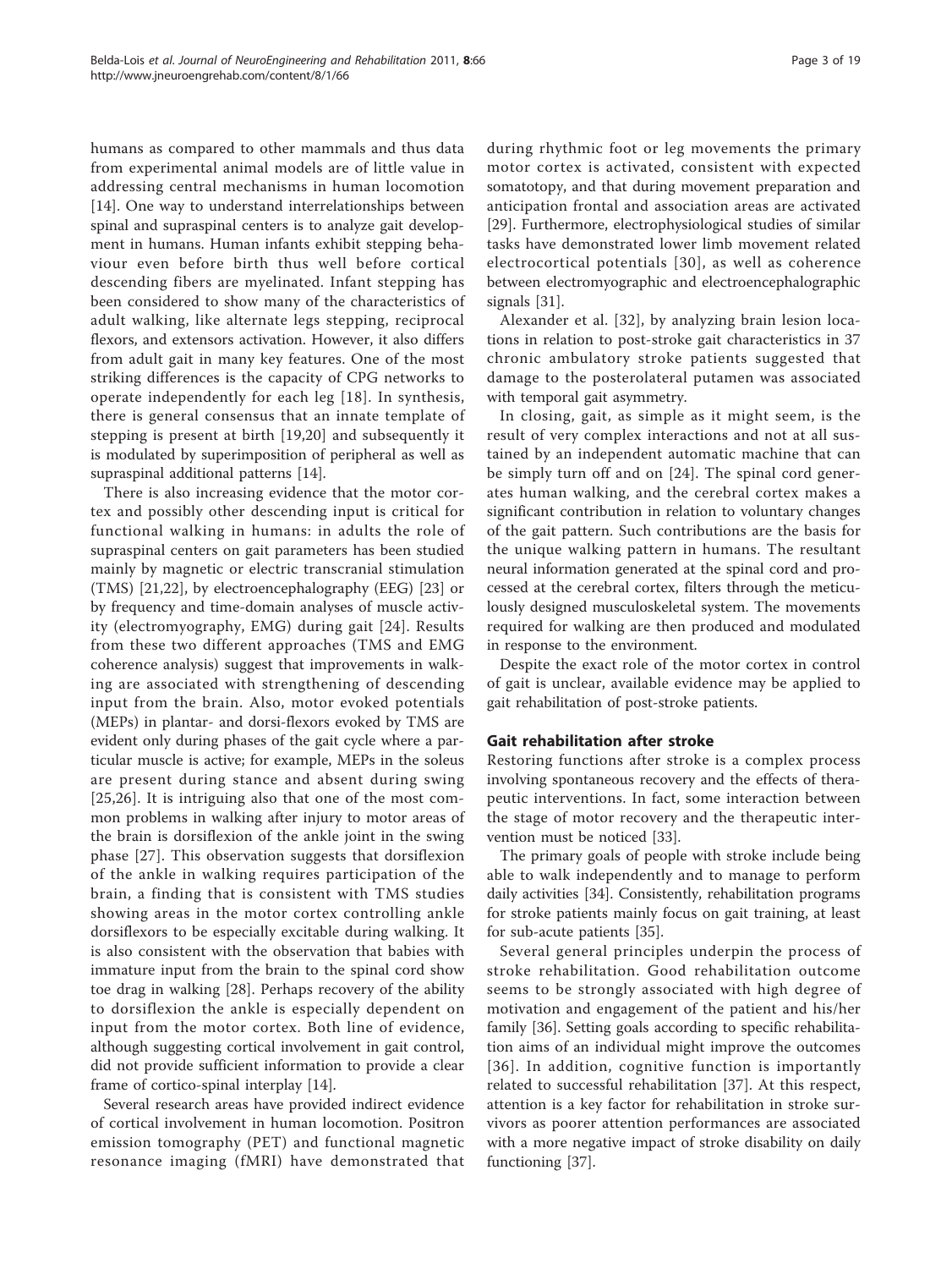humans as compared to other mammals and thus data from experimental animal models are of little value in addressing central mechanisms in human locomotion [14]. One way to understand interrelationships between spinal and supraspinal centers is to analyze gait development in humans. Human infants exhibit stepping behaviour even before birth thus well before cortical descending fibers are myelinated. Infant stepping has been considered to show many of the characteristics of adult walking, like alternate legs stepping, reciprocal flexors, and extensors activation. However, it also differs from adult gait in many key features. One of the most striking differences is the capacity of CPG networks to operate independently for each leg [18]. In synthesis, there is general consensus that an innate template of stepping is present at birth [19,20] and subsequently it is modulated by superimposition of peripheral as well as supraspinal additional patterns [14].

There is also increasing evidence that the motor cortex and possibly other descending input is critical for functional walking in humans: in adults the role of supraspinal centers on gait parameters has been studied mainly by magnetic or electric transcranial stimulation (TMS) [21,22], by electroencephalography (EEG) [23] or by frequency and time-domain analyses of muscle activity (electromyography, EMG) during gait [24]. Results from these two different approaches (TMS and EMG coherence analysis) suggest that improvements in walking are associated with strengthening of descending input from the brain. Also, motor evoked potentials (MEPs) in plantar- and dorsi-flexors evoked by TMS are evident only during phases of the gait cycle where a particular muscle is active; for example, MEPs in the soleus are present during stance and absent during swing [25,26]. It is intriguing also that one of the most common problems in walking after injury to motor areas of the brain is dorsiflexion of the ankle joint in the swing phase [27]. This observation suggests that dorsiflexion of the ankle in walking requires participation of the brain, a finding that is consistent with TMS studies showing areas in the motor cortex controlling ankle dorsiflexors to be especially excitable during walking. It is also consistent with the observation that babies with immature input from the brain to the spinal cord show toe drag in walking [28]. Perhaps recovery of the ability to dorsiflexion the ankle is especially dependent on input from the motor cortex. Both line of evidence, although suggesting cortical involvement in gait control, did not provide sufficient information to provide a clear frame of cortico-spinal interplay [14].

Several research areas have provided indirect evidence of cortical involvement in human locomotion. Positron emission tomography (PET) and functional magnetic resonance imaging (fMRI) have demonstrated that during rhythmic foot or leg movements the primary motor cortex is activated, consistent with expected somatotopy, and that during movement preparation and anticipation frontal and association areas are activated [29]. Furthermore, electrophysiological studies of similar tasks have demonstrated lower limb movement related electrocortical potentials [30], as well as coherence between electromyographic and electroencephalographic signals [31].

Alexander et al. [32], by analyzing brain lesion locations in relation to post-stroke gait characteristics in 37 chronic ambulatory stroke patients suggested that damage to the posterolateral putamen was associated with temporal gait asymmetry.

In closing, gait, as simple as it might seem, is the result of very complex interactions and not at all sustained by an independent automatic machine that can be simply turn off and on [24]. The spinal cord generates human walking, and the cerebral cortex makes a significant contribution in relation to voluntary changes of the gait pattern. Such contributions are the basis for the unique walking pattern in humans. The resultant neural information generated at the spinal cord and processed at the cerebral cortex, filters through the meticulously designed musculoskeletal system. The movements required for walking are then produced and modulated in response to the environment.

Despite the exact role of the motor cortex in control of gait is unclear, available evidence may be applied to gait rehabilitation of post-stroke patients.

## Gait rehabilitation after stroke

Restoring functions after stroke is a complex process involving spontaneous recovery and the effects of therapeutic interventions. In fact, some interaction between the stage of motor recovery and the therapeutic intervention must be noticed [33].

The primary goals of people with stroke include being able to walk independently and to manage to perform daily activities [34]. Consistently, rehabilitation programs for stroke patients mainly focus on gait training, at least for sub-acute patients [35].

Several general principles underpin the process of stroke rehabilitation. Good rehabilitation outcome seems to be strongly associated with high degree of motivation and engagement of the patient and his/her family [36]. Setting goals according to specific rehabilitation aims of an individual might improve the outcomes [36]. In addition, cognitive function is importantly related to successful rehabilitation [37]. At this respect, attention is a key factor for rehabilitation in stroke survivors as poorer attention performances are associated with a more negative impact of stroke disability on daily functioning [37].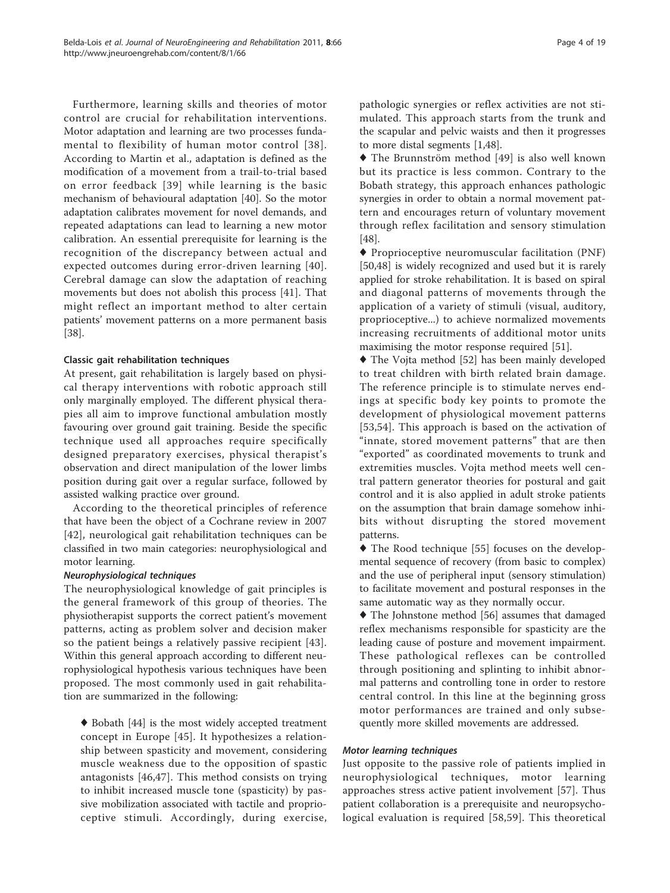Furthermore, learning skills and theories of motor control are crucial for rehabilitation interventions. Motor adaptation and learning are two processes fundamental to flexibility of human motor control [38]. According to Martin et al., adaptation is defined as the modification of a movement from a trail-to-trial based on error feedback [39] while learning is the basic mechanism of behavioural adaptation [40]. So the motor adaptation calibrates movement for novel demands, and repeated adaptations can lead to learning a new motor calibration. An essential prerequisite for learning is the recognition of the discrepancy between actual and expected outcomes during error-driven learning [40]. Cerebral damage can slow the adaptation of reaching movements but does not abolish this process [41]. That might reflect an important method to alter certain patients' movement patterns on a more permanent basis [38].

### Classic gait rehabilitation techniques

At present, gait rehabilitation is largely based on physical therapy interventions with robotic approach still only marginally employed. The different physical therapies all aim to improve functional ambulation mostly favouring over ground gait training. Beside the specific technique used all approaches require specifically designed preparatory exercises, physical therapist's observation and direct manipulation of the lower limbs position during gait over a regular surface, followed by assisted walking practice over ground.

According to the theoretical principles of reference that have been the object of a Cochrane review in 2007 [42], neurological gait rehabilitation techniques can be classified in two main categories: neurophysiological and motor learning.

#### *Neurophysiological techniques*

The neurophysiological knowledge of gait principles is the general framework of this group of theories. The physiotherapist supports the correct patient's movement patterns, acting as problem solver and decision maker so the patient beings a relatively passive recipient [43]. Within this general approach according to different neurophysiological hypothesis various techniques have been proposed. The most commonly used in gait rehabilitation are summarized in the following:

- ♦ Bobath [44] is the most widely accepted treatment concept in Europe [45]. It hypothesizes a relationship between spasticity and movement, considering muscle weakness due to the opposition of spastic antagonists [46,47]. This method consists on trying to inhibit increased muscle tone (spasticity) by passive mobilization associated with tactile and proprioceptive stimuli. Accordingly, during exercise, pathologic synergies or reflex activities are not stimulated. This approach starts from the trunk and the scapular and pelvic waists and then it progresses to more distal segments [1,48].
- ♦ The Brunnström method [49] is also well known but its practice is less common. Contrary to the Bobath strategy, this approach enhances pathologic synergies in order to obtain a normal movement pattern and encourages return of voluntary movement through reflex facilitation and sensory stimulation [48].
- ♦ Proprioceptive neuromuscular facilitation (PNF) [50,48] is widely recognized and used but it is rarely applied for stroke rehabilitation. It is based on spiral and diagonal patterns of movements through the application of a variety of stimuli (visual, auditory, proprioceptive...) to achieve normalized movements increasing recruitments of additional motor units maximising the motor response required [51].
- ♦ The Vojta method [52] has been mainly developed to treat children with birth related brain damage. The reference principle is to stimulate nerves endings at specific body key points to promote the development of physiological movement patterns [53,54]. This approach is based on the activation of "innate, stored movement patterns" that are then "exported" as coordinated movements to trunk and extremities muscles. Vojta method meets well central pattern generator theories for postural and gait control and it is also applied in adult stroke patients on the assumption that brain damage somehow inhibits without disrupting the stored movement patterns.
- ♦ The Rood technique [55] focuses on the developmental sequence of recovery (from basic to complex) and the use of peripheral input (sensory stimulation) to facilitate movement and postural responses in the same automatic way as they normally occur.
- ♦ The Johnstone method [56] assumes that damaged reflex mechanisms responsible for spasticity are the leading cause of posture and movement impairment. These pathological reflexes can be controlled through positioning and splinting to inhibit abnormal patterns and controlling tone in order to restore central control. In this line at the beginning gross motor performances are trained and only subsequently more skilled movements are addressed.

#### *Motor learning techniques*

Just opposite to the passive role of patients implied in neurophysiological techniques, motor learning approaches stress active patient involvement [57]. Thus patient collaboration is a prerequisite and neuropsychological evaluation is required [58,59]. This theoretical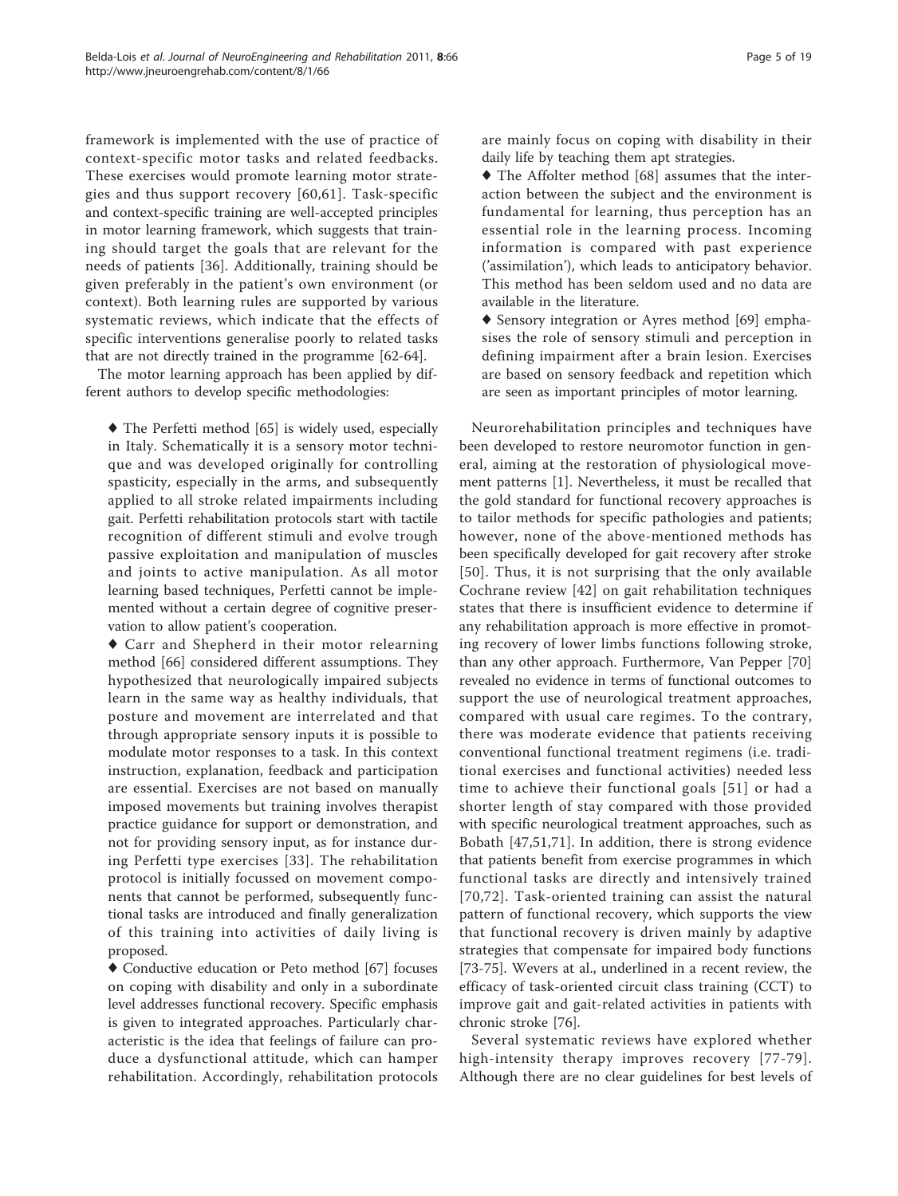framework is implemented with the use of practice of context-specific motor tasks and related feedbacks. These exercises would promote learning motor strategies and thus support recovery [60,61]. Task-specific and context-specific training are well-accepted principles in motor learning framework, which suggests that training should target the goals that are relevant for the needs of patients [36]. Additionally, training should be given preferably in the patient's own environment (or context). Both learning rules are supported by various systematic reviews, which indicate that the effects of specific interventions generalise poorly to related tasks that are not directly trained in the programme [62-64].

The motor learning approach has been applied by different authors to develop specific methodologies:

- ♦ The Perfetti method [65] is widely used, especially in Italy. Schematically it is a sensory motor technique and was developed originally for controlling spasticity, especially in the arms, and subsequently applied to all stroke related impairments including gait. Perfetti rehabilitation protocols start with tactile recognition of different stimuli and evolve trough passive exploitation and manipulation of muscles and joints to active manipulation. As all motor learning based techniques, Perfetti cannot be implemented without a certain degree of cognitive preservation to allow patient's cooperation.
- ♦ Carr and Shepherd in their motor relearning method [66] considered different assumptions. They hypothesized that neurologically impaired subjects learn in the same way as healthy individuals, that posture and movement are interrelated and that through appropriate sensory inputs it is possible to modulate motor responses to a task. In this context instruction, explanation, feedback and participation are essential. Exercises are not based on manually imposed movements but training involves therapist practice guidance for support or demonstration, and not for providing sensory input, as for instance during Perfetti type exercises [33]. The rehabilitation protocol is initially focussed on movement components that cannot be performed, subsequently functional tasks are introduced and finally generalization of this training into activities of daily living is proposed.
- ♦ Conductive education or Peto method [67] focuses on coping with disability and only in a subordinate level addresses functional recovery. Specific emphasis is given to integrated approaches. Particularly characteristic is the idea that feelings of failure can produce a dysfunctional attitude, which can hamper rehabilitation. Accordingly, rehabilitation protocols are mainly focus on coping with disability in their daily life by teaching them apt strategies.
- ♦ The Affolter method [68] assumes that the interaction between the subject and the environment is fundamental for learning, thus perception has an essential role in the learning process. Incoming information is compared with past experience ('assimilation'), which leads to anticipatory behavior. This method has been seldom used and no data are available in the literature.
- ♦ Sensory integration or Ayres method [69] emphasises the role of sensory stimuli and perception in defining impairment after a brain lesion. Exercises are based on sensory feedback and repetition which are seen as important principles of motor learning.

Neurorehabilitation principles and techniques have been developed to restore neuromotor function in general, aiming at the restoration of physiological movement patterns [1]. Nevertheless, it must be recalled that the gold standard for functional recovery approaches is to tailor methods for specific pathologies and patients; however, none of the above-mentioned methods has been specifically developed for gait recovery after stroke [50]. Thus, it is not surprising that the only available Cochrane review [42] on gait rehabilitation techniques states that there is insufficient evidence to determine if any rehabilitation approach is more effective in promoting recovery of lower limbs functions following stroke, than any other approach. Furthermore, Van Pepper [70] revealed no evidence in terms of functional outcomes to support the use of neurological treatment approaches, compared with usual care regimes. To the contrary, there was moderate evidence that patients receiving conventional functional treatment regimens (i.e. traditional exercises and functional activities) needed less time to achieve their functional goals [51] or had a shorter length of stay compared with those provided with specific neurological treatment approaches, such as Bobath [47,51,71]. In addition, there is strong evidence that patients benefit from exercise programmes in which functional tasks are directly and intensively trained [70,72]. Task-oriented training can assist the natural pattern of functional recovery, which supports the view that functional recovery is driven mainly by adaptive strategies that compensate for impaired body functions [73-75]. Wevers at al., underlined in a recent review, the efficacy of task-oriented circuit class training (CCT) to improve gait and gait-related activities in patients with chronic stroke [76].

Several systematic reviews have explored whether high-intensity therapy improves recovery [77-79]. Although there are no clear guidelines for best levels of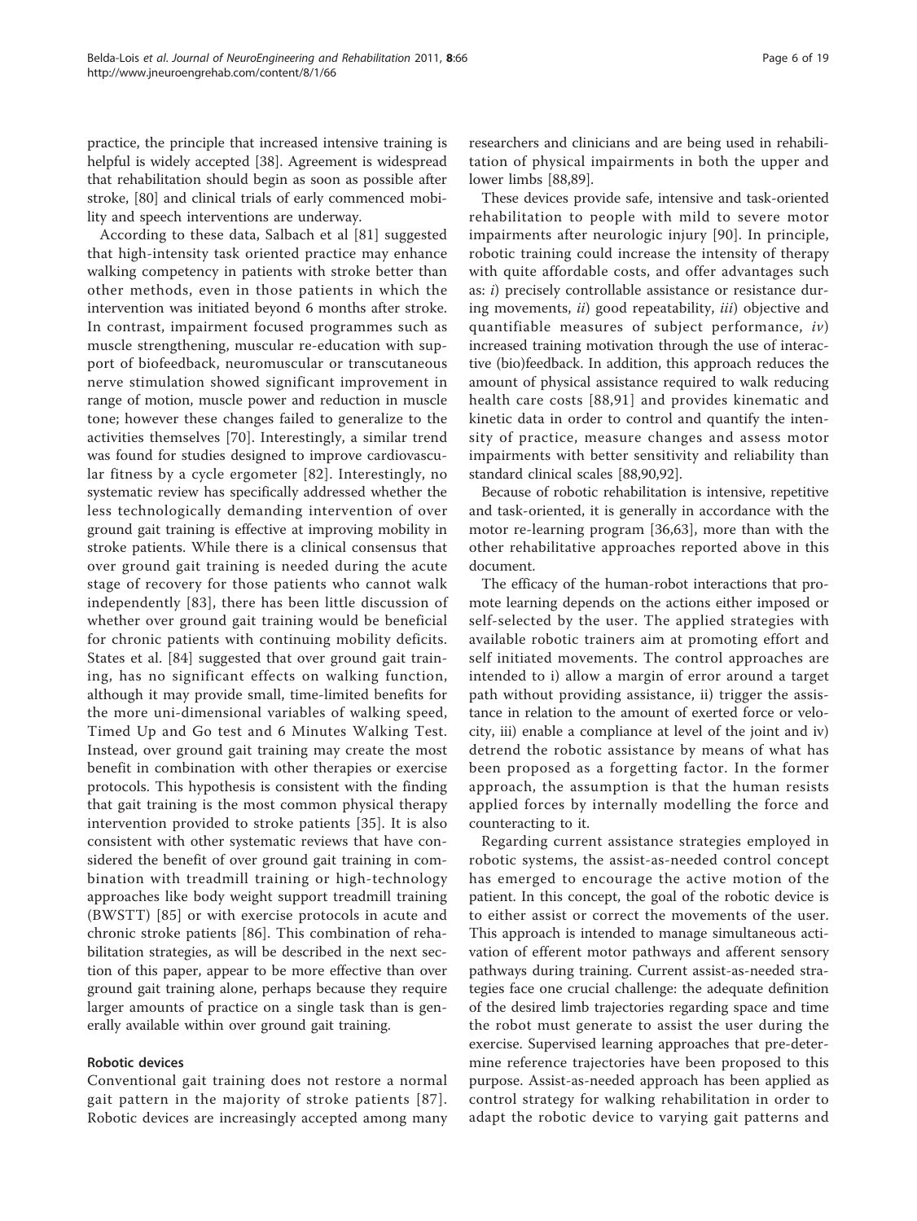practice, the principle that increased intensive training is helpful is widely accepted [38]. Agreement is widespread that rehabilitation should begin as soon as possible after stroke, [80] and clinical trials of early commenced mobility and speech interventions are underway.

According to these data, Salbach et al [81] suggested that high-intensity task oriented practice may enhance walking competency in patients with stroke better than other methods, even in those patients in which the intervention was initiated beyond 6 months after stroke. In contrast, impairment focused programmes such as muscle strengthening, muscular re-education with support of biofeedback, neuromuscular or transcutaneous nerve stimulation showed significant improvement in range of motion, muscle power and reduction in muscle tone; however these changes failed to generalize to the activities themselves [70]. Interestingly, a similar trend was found for studies designed to improve cardiovascular fitness by a cycle ergometer [82]. Interestingly, no systematic review has specifically addressed whether the less technologically demanding intervention of over ground gait training is effective at improving mobility in stroke patients. While there is a clinical consensus that over ground gait training is needed during the acute stage of recovery for those patients who cannot walk independently [83], there has been little discussion of whether over ground gait training would be beneficial for chronic patients with continuing mobility deficits. States et al. [84] suggested that over ground gait training, has no significant effects on walking function, although it may provide small, time-limited benefits for the more uni-dimensional variables of walking speed, Timed Up and Go test and 6 Minutes Walking Test. Instead, over ground gait training may create the most benefit in combination with other therapies or exercise protocols. This hypothesis is consistent with the finding that gait training is the most common physical therapy intervention provided to stroke patients [35]. It is also consistent with other systematic reviews that have considered the benefit of over ground gait training in combination with treadmill training or high-technology approaches like body weight support treadmill training (BWSTT) [85] or with exercise protocols in acute and chronic stroke patients [86]. This combination of rehabilitation strategies, as will be described in the next section of this paper, appear to be more effective than over ground gait training alone, perhaps because they require larger amounts of practice on a single task than is generally available within over ground gait training.

## Robotic devices

Conventional gait training does not restore a normal gait pattern in the majority of stroke patients [87]. Robotic devices are increasingly accepted among many researchers and clinicians and are being used in rehabilitation of physical impairments in both the upper and lower limbs [88,89].

These devices provide safe, intensive and task-oriented rehabilitation to people with mild to severe motor impairments after neurologic injury [90]. In principle, robotic training could increase the intensity of therapy with quite affordable costs, and offer advantages such as: *i)* precisely controllable assistance or resistance during movements, *ii)* good repeatability, *iii)* objective and quantifiable measures of subject performance, *iv)* increased training motivation through the use of interactive (bio)feedback. In addition, this approach reduces the amount of physical assistance required to walk reducing health care costs [88,91] and provides kinematic and kinetic data in order to control and quantify the intensity of practice, measure changes and assess motor impairments with better sensitivity and reliability than standard clinical scales [88,90,92].

Because of robotic rehabilitation is intensive, repetitive and task-oriented, it is generally in accordance with the motor re-learning program [36,63], more than with the other rehabilitative approaches reported above in this document.

The efficacy of the human-robot interactions that promote learning depends on the actions either imposed or self-selected by the user. The applied strategies with available robotic trainers aim at promoting effort and self initiated movements. The control approaches are intended to i) allow a margin of error around a target path without providing assistance, ii) trigger the assistance in relation to the amount of exerted force or velocity, iii) enable a compliance at level of the joint and iv) detrend the robotic assistance by means of what has been proposed as a forgetting factor. In the former approach, the assumption is that the human resists applied forces by internally modelling the force and counteracting to it.

Regarding current assistance strategies employed in robotic systems, the assist-as-needed control concept has emerged to encourage the active motion of the patient. In this concept, the goal of the robotic device is to either assist or correct the movements of the user. This approach is intended to manage simultaneous activation of efferent motor pathways and afferent sensory pathways during training. Current assist-as-needed strategies face one crucial challenge: the adequate definition of the desired limb trajectories regarding space and time the robot must generate to assist the user during the exercise. Supervised learning approaches that pre-determine reference trajectories have been proposed to this purpose. Assist-as-needed approach has been applied as control strategy for walking rehabilitation in order to adapt the robotic device to varying gait patterns and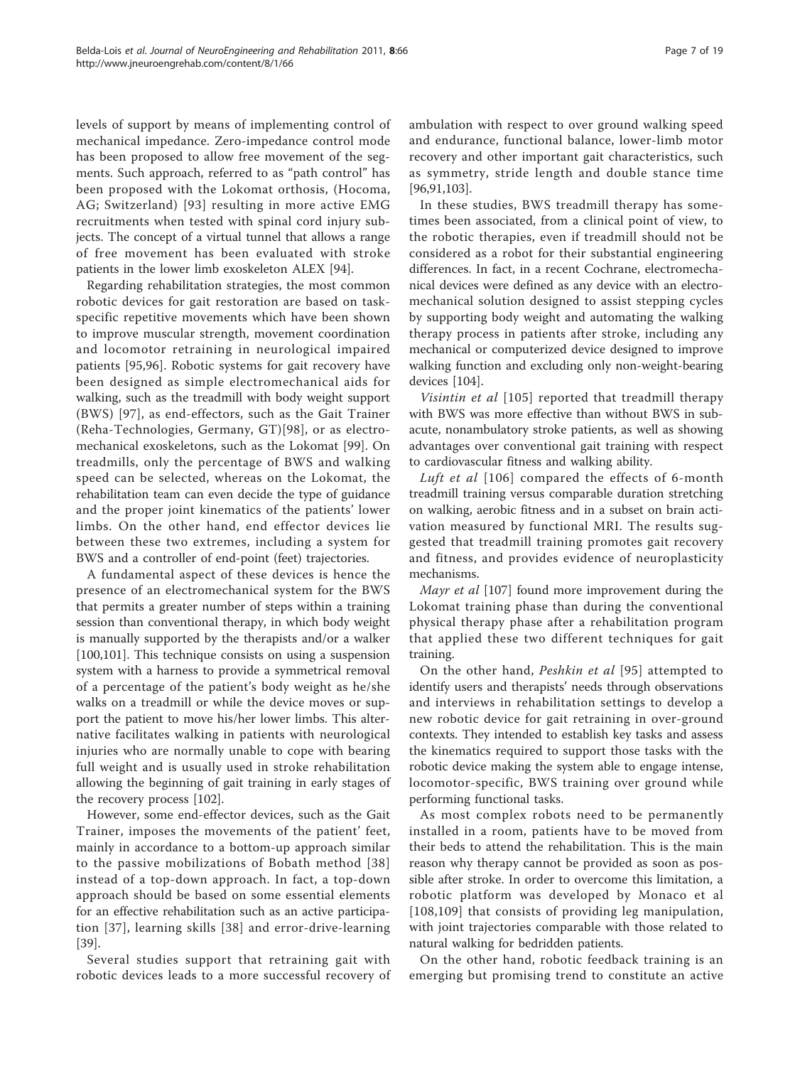levels of support by means of implementing control of mechanical impedance. Zero-impedance control mode has been proposed to allow free movement of the segments. Such approach, referred to as "path control" has been proposed with the Lokomat orthosis, (Hocoma, AG; Switzerland) [93] resulting in more active EMG recruitments when tested with spinal cord injury subjects. The concept of a virtual tunnel that allows a range of free movement has been evaluated with stroke patients in the lower limb exoskeleton ALEX [94].

Regarding rehabilitation strategies, the most common robotic devices for gait restoration are based on task-specific repetitive movements which have been shown to improve muscular strength, movement coordination and locomotor retraining in neurological impaired patients [95,96]. Robotic systems for gait recovery have been designed as simple electromechanical aids for walking, such as the treadmill with body weight support (BWS) [97], as end-effectors, such as the Gait Trainer (Reha-Technologies, Germany, GT)[98], or as electromechanical exoskeletons, such as the Lokomat [99]. On treadmills, only the percentage of BWS and walking speed can be selected, whereas on the Lokomat, the rehabilitation team can even decide the type of guidance and the proper joint kinematics of the patients' lower limbs. On the other hand, end effector devices lie between these two extremes, including a system for BWS and a controller of end-point (feet) trajectories.

A fundamental aspect of these devices is hence the presence of an electromechanical system for the BWS that permits a greater number of steps within a training session than conventional therapy, in which body weight is manually supported by the therapists and/or a walker [100,101]. This technique consists on using a suspension system with a harness to provide a symmetrical removal of a percentage of the patient's body weight as he/she walks on a treadmill or while the device moves or support the patient to move his/her lower limbs. This alternative facilitates walking in patients with neurological injuries who are normally unable to cope with bearing full weight and is usually used in stroke rehabilitation allowing the beginning of gait training in early stages of the recovery process [102].

However, some end-effector devices, such as the Gait Trainer, imposes the movements of the patient' feet, mainly in accordance to a bottom-up approach similar to the passive mobilizations of Bobath method [38] instead of a top-down approach. In fact, a top-down approach should be based on some essential elements for an effective rehabilitation such as an active participation [37], learning skills [38] and error-drive-learning [39].

Several studies support that retraining gait with robotic devices leads to a more successful recovery of ambulation with respect to over ground walking speed and endurance, functional balance, lower-limb motor recovery and other important gait characteristics, such as symmetry, stride length and double stance time [96,91,103].

In these studies, BWS treadmill therapy has sometimes been associated, from a clinical point of view, to the robotic therapies, even if treadmill should not be considered as a robot for their substantial engineering differences. In fact, in a recent Cochrane, electromechanical devices were defined as any device with an electromechanical solution designed to assist stepping cycles by supporting body weight and automating the walking therapy process in patients after stroke, including any mechanical or computerized device designed to improve walking function and excluding only non-weight-bearing devices [104].

*Visintin et al* [105] reported that treadmill therapy with BWS was more effective than without BWS in subacute, nonambulatory stroke patients, as well as showing advantages over conventional gait training with respect to cardiovascular fitness and walking ability.

*Luft et al* [106] compared the effects of 6-month treadmill training versus comparable duration stretching on walking, aerobic fitness and in a subset on brain activation measured by functional MRI. The results suggested that treadmill training promotes gait recovery and fitness, and provides evidence of neuroplasticity mechanisms.

*Mayr et al* [107] found more improvement during the Lokomat training phase than during the conventional physical therapy phase after a rehabilitation program that applied these two different techniques for gait training.

On the other hand, *Peshkin et al* [95] attempted to identify users and therapists' needs through observations and interviews in rehabilitation settings to develop a new robotic device for gait retraining in over-ground contexts. They intended to establish key tasks and assess the kinematics required to support those tasks with the robotic device making the system able to engage intense, locomotor-specific, BWS training over ground while performing functional tasks.

As most complex robots need to be permanently installed in a room, patients have to be moved from their beds to attend the rehabilitation. This is the main reason why therapy cannot be provided as soon as possible after stroke. In order to overcome this limitation, a robotic platform was developed by Monaco et al [108,109] that consists of providing leg manipulation, with joint trajectories comparable with those related to natural walking for bedridden patients.

On the other hand, robotic feedback training is an emerging but promising trend to constitute an active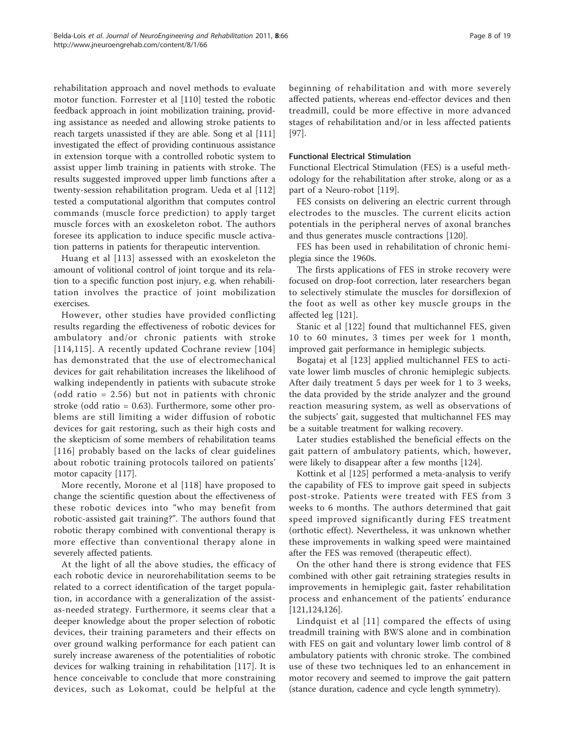rehabilitation approach and novel methods to evaluate motor function. Forrester et al [110] tested the robotic feedback approach in joint mobilization training, providing assistance as needed and allowing stroke patients to reach targets unassisted if they are able. Song et al [111] investigated the effect of providing continuous assistance in extension torque with a controlled robotic system to assist upper limb training in patients with stroke. The results suggested improved upper limb functions after a twenty-session rehabilitation program. Ueda et al [112] tested a computational algorithm that computes control commands (muscle force prediction) to apply target muscle forces with an exoskeleton robot. The authors foresee its application to induce specific muscle activation patterns in patients for therapeutic intervention.

Huang et al [113] assessed with an exoskeleton the amount of volitional control of joint torque and its relation to a specific function post injury, e.g. when rehabilitation involves the practice of joint mobilization exercises.

However, other studies have provided conflicting results regarding the effectiveness of robotic devices for ambulatory and/or chronic patients with stroke [114,115]. A recently updated Cochrane review [104] has demonstrated that the use of electromechanical devices for gait rehabilitation increases the likelihood of walking independently in patients with subacute stroke (odd ratio = 2.56) but not in patients with chronic stroke (odd ratio = 0.63). Furthermore, some other problems are still limiting a wider diffusion of robotic devices for gait restoring, such as their high costs and the skepticism of some members of rehabilitation teams [116] probably based on the lacks of clear guidelines about robotic training protocols tailored on patients' motor capacity [117].

More recently, Morone et al [118] have proposed to change the scientific question about the effectiveness of these robotic devices into "who may benefit from robotic-assisted gait training?". The authors found that robotic therapy combined with conventional therapy is more effective than conventional therapy alone in severely affected patients.

At the light of all the above studies, the efficacy of each robotic device in neurorehabilitation seems to be related to a correct identification of the target population, in accordance with a generalization of the assist-as-needed strategy. Furthermore, it seems clear that a deeper knowledge about the proper selection of robotic devices, their training parameters and their effects on over ground walking performance for each patient can surely increase awareness of the potentialities of robotic devices for walking training in rehabilitation [117]. It is hence conceivable to conclude that more constraining devices, such as Lokomat, could be helpful at the beginning of rehabilitation and with more severely affected patients, whereas end-effector devices and then treadmill, could be more effective in more advanced stages of rehabilitation and/or in less affected patients [97].

### Functional Electrical Stimulation

Functional Electrical Stimulation (FES) is a useful methodology for the rehabilitation after stroke, along or as a part of a Neuro-robot [119].

FES consists on delivering an electric current through electrodes to the muscles. The current elicits action potentials in the peripheral nerves of axonal branches and thus generates muscle contractions [120].

FES has been used in rehabilitation of chronic hemiplegia since the 1960s.

The firsts applications of FES in stroke recovery were focused on drop-foot correction, later researchers began to selectively stimulate the muscles for dorsiflexion of the foot as well as other key muscle groups in the affected leg [121].

Stanic et al [122] found that multichannel FES, given 10 to 60 minutes, 3 times per week for 1 month, improved gait performance in hemiplegic subjects.

Bogataj et al [123] applied multichannel FES to activate lower limb muscles of chronic hemiplegic subjects. After daily treatment 5 days per week for 1 to 3 weeks, the data provided by the stride analyzer and the ground reaction measuring system, as well as observations of the subjects' gait, suggested that multichannel FES may be a suitable treatment for walking recovery.

Later studies established the beneficial effects on the gait pattern of ambulatory patients, which, however, were likely to disappear after a few months [124].

Kottink et al [125] performed a meta-analysis to verify the capability of FES to improve gait speed in subjects post-stroke. Patients were treated with FES from 3 weeks to 6 months. The authors determined that gait speed improved significantly during FES treatment (orthotic effect). Nevertheless, it was unknown whether these improvements in walking speed were maintained after the FES was removed (therapeutic effect).

On the other hand there is strong evidence that FES combined with other gait retraining strategies results in improvements in hemiplegic gait, faster rehabilitation process and enhancement of the patients' endurance [121,124,126].

Lindquist et al [11] compared the effects of using treadmill training with BWS alone and in combination with FES on gait and voluntary lower limb control of 8 ambulatory patients with chronic stroke. The combined use of these two techniques led to an enhancement in motor recovery and seemed to improve the gait pattern (stance duration, cadence and cycle length symmetry).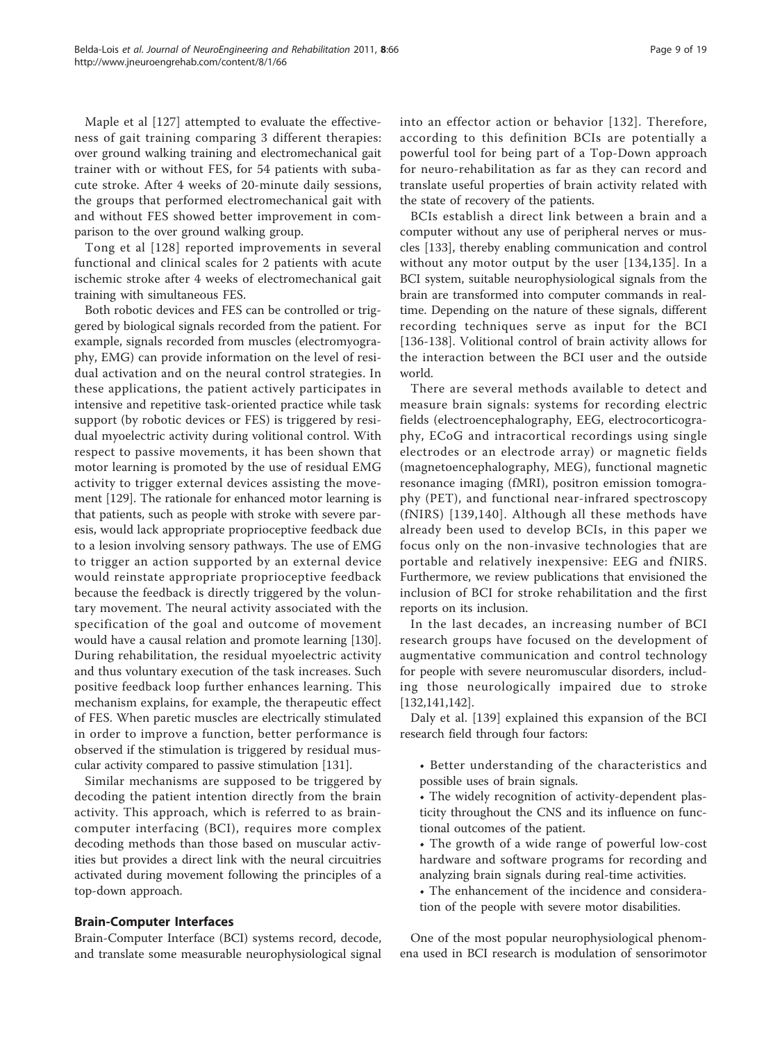Maple et al [127] attempted to evaluate the effectiveness of gait training comparing 3 different therapies: over ground walking training and electromechanical gait trainer with or without FES, for 54 patients with subacute stroke. After 4 weeks of 20-minute daily sessions, the groups that performed electromechanical gait with and without FES showed better improvement in comparison to the over ground walking group.

Tong et al [128] reported improvements in several functional and clinical scales for 2 patients with acute ischemic stroke after 4 weeks of electromechanical gait training with simultaneous FES.

Both robotic devices and FES can be controlled or triggered by biological signals recorded from the patient. For example, signals recorded from muscles (electromyography, EMG) can provide information on the level of residual activation and on the neural control strategies. In these applications, the patient actively participates in intensive and repetitive task-oriented practice while task support (by robotic devices or FES) is triggered by residual myoelectric activity during volitional control. With respect to passive movements, it has been shown that motor learning is promoted by the use of residual EMG activity to trigger external devices assisting the movement [129]. The rationale for enhanced motor learning is that patients, such as people with stroke with severe paresis, would lack appropriate proprioceptive feedback due to a lesion involving sensory pathways. The use of EMG to trigger an action supported by an external device would reinstate appropriate proprioceptive feedback because the feedback is directly triggered by the voluntary movement. The neural activity associated with the specification of the goal and outcome of movement would have a causal relation and promote learning [130]. During rehabilitation, the residual myoelectric activity and thus voluntary execution of the task increases. Such positive feedback loop further enhances learning. This mechanism explains, for example, the therapeutic effect of FES. When paretic muscles are electrically stimulated in order to improve a function, better performance is observed if the stimulation is triggered by residual muscular activity compared to passive stimulation [131].

Similar mechanisms are supposed to be triggered by decoding the patient intention directly from the brain activity. This approach, which is referred to as brain-computer interfacing (BCI), requires more complex decoding methods than those based on muscular activities but provides a direct link with the neural circuitries activated during movement following the principles of a top-down approach.

## Brain-Computer Interfaces

Brain-Computer Interface (BCI) systems record, decode, and translate some measurable neurophysiological signal into an effector action or behavior [132]. Therefore, according to this definition BCIs are potentially a powerful tool for being part of a Top-Down approach for neuro-rehabilitation as far as they can record and translate useful properties of brain activity related with the state of recovery of the patients.

BCIs establish a direct link between a brain and a computer without any use of peripheral nerves or muscles [133], thereby enabling communication and control without any motor output by the user [134,135]. In a BCI system, suitable neurophysiological signals from the brain are transformed into computer commands in real-time. Depending on the nature of these signals, different recording techniques serve as input for the BCI [136-138]. Volitional control of brain activity allows for the interaction between the BCI user and the outside world.

There are several methods available to detect and measure brain signals: systems for recording electric fields (electroencephalography, EEG, electrocorticography, ECoG and intracortical recordings using single electrodes or an electrode array) or magnetic fields (magnetoencephalography, MEG), functional magnetic resonance imaging (fMRI), positron emission tomography (PET), and functional near-infrared spectroscopy (fNIRS) [139,140]. Although all these methods have already been used to develop BCIs, in this paper we focus only on the non-invasive technologies that are portable and relatively inexpensive: EEG and fNIRS. Furthermore, we review publications that envisioned the inclusion of BCI for stroke rehabilitation and the first reports on its inclusion.

In the last decades, an increasing number of BCI research groups have focused on the development of augmentative communication and control technology for people with severe neuromuscular disorders, including those neurologically impaired due to stroke [132,141,142].

Daly et al. [139] explained this expansion of the BCI research field through four factors:

- Better understanding of the characteristics and possible uses of brain signals.
- The widely recognition of activity-dependent plasticity throughout the CNS and its influence on functional outcomes of the patient.
- The growth of a wide range of powerful low-cost hardware and software programs for recording and analyzing brain signals during real-time activities.
- The enhancement of the incidence and consideration of the people with severe motor disabilities.

One of the most popular neurophysiological phenomena used in BCI research is modulation of sensorimotor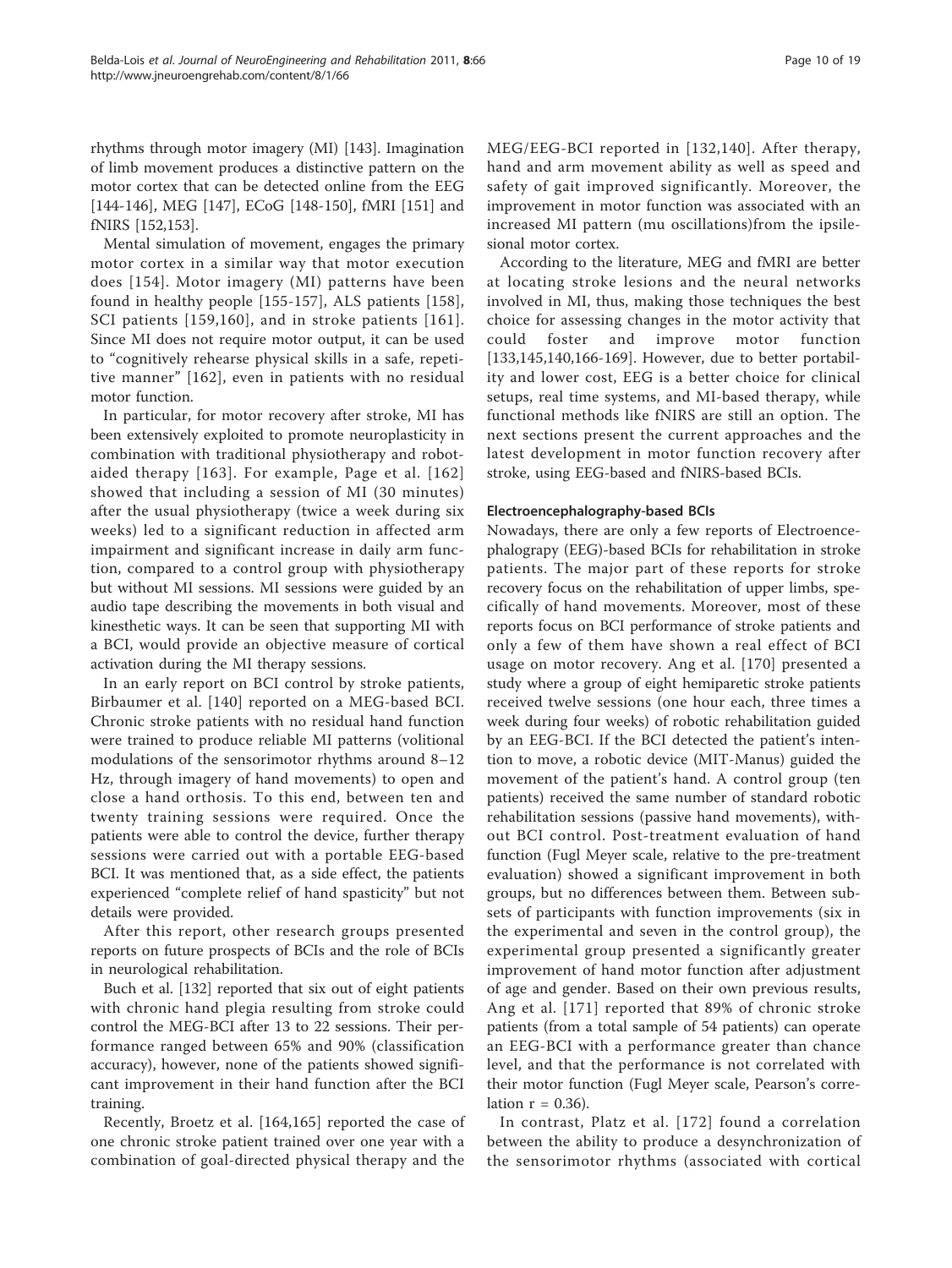rhythms through motor imagery (MI) [143]. Imagination of limb movement produces a distinctive pattern on the motor cortex that can be detected online from the EEG [144-146], MEG [147], ECoG [148-150], fMRI [151] and fNIRS [152,153].

Mental simulation of movement, engages the primary motor cortex in a similar way that motor execution does [154]. Motor imagery (MI) patterns have been found in healthy people [155-157], ALS patients [158], SCI patients [159,160], and in stroke patients [161]. Since MI does not require motor output, it can be used to "cognitively rehearse physical skills in a safe, repetitive manner" [162], even in patients with no residual motor function.

In particular, for motor recovery after stroke, MI has been extensively exploited to promote neuroplasticity in combination with traditional physiotherapy and robot-aided therapy [163]. For example, Page et al. [162] showed that including a session of MI (30 minutes) after the usual physiotherapy (twice a week during six weeks) led to a significant reduction in affected arm impairment and significant increase in daily arm function, compared to a control group with physiotherapy but without MI sessions. MI sessions were guided by an audio tape describing the movements in both visual and kinesthetic ways. It can be seen that supporting MI with a BCI, would provide an objective measure of cortical activation during the MI therapy sessions.

In an early report on BCI control by stroke patients, Birbaumer et al. [140] reported on a MEG-based BCI. Chronic stroke patients with no residual hand function were trained to produce reliable MI patterns (volitional modulations of the sensorimotor rhythms around 8–12 Hz, through imagery of hand movements) to open and close a hand orthosis. To this end, between ten and twenty training sessions were required. Once the patients were able to control the device, further therapy sessions were carried out with a portable EEG-based BCI. It was mentioned that, as a side effect, the patients experienced "complete relief of hand spasticity" but not details were provided.

After this report, other research groups presented reports on future prospects of BCIs and the role of BCIs in neurological rehabilitation.

Buch et al. [132] reported that six out of eight patients with chronic hand plegia resulting from stroke could control the MEG-BCI after 13 to 22 sessions. Their performance ranged between 65% and 90% (classification accuracy), however, none of the patients showed significant improvement in their hand function after the BCI training.

Recently, Broetz et al. [164,165] reported the case of one chronic stroke patient trained over one year with a combination of goal-directed physical therapy and the MEG/EEG-BCI reported in [132,140]. After therapy, hand and arm movement ability as well as speed and safety of gait improved significantly. Moreover, the improvement in motor function was associated with an increased MI pattern (mu oscillations)from the ipsilesional motor cortex.

According to the literature, MEG and fMRI are better at locating stroke lesions and the neural networks involved in MI, thus, making those techniques the best choice for assessing changes in the motor activity that could foster and improve motor function [133,145,140,166-169]. However, due to better portability and lower cost, EEG is a better choice for clinical setups, real time systems, and MI-based therapy, while functional methods like fNIRS are still an option. The next sections present the current approaches and the latest development in motor function recovery after stroke, using EEG-based and fNIRS-based BCIs.

### Electroencephalography-based BCIs

Nowadays, there are only a few reports of Electroencephalograpy (EEG)-based BCIs for rehabilitation in stroke patients. The major part of these reports for stroke recovery focus on the rehabilitation of upper limbs, specifically of hand movements. Moreover, most of these reports focus on BCI performance of stroke patients and only a few of them have shown a real effect of BCI usage on motor recovery. Ang et al. [170] presented a study where a group of eight hemiparetic stroke patients received twelve sessions (one hour each, three times a week during four weeks) of robotic rehabilitation guided by an EEG-BCI. If the BCI detected the patient's intention to move, a robotic device (MIT-Manus) guided the movement of the patient's hand. A control group (ten patients) received the same number of standard robotic rehabilitation sessions (passive hand movements), without BCI control. Post-treatment evaluation of hand function (Fugl Meyer scale, relative to the pre-treatment evaluation) showed a significant improvement in both groups, but no differences between them. Between subsets of participants with function improvements (six in the experimental and seven in the control group), the experimental group presented a significantly greater improvement of hand motor function after adjustment of age and gender. Based on their own previous results, Ang et al. [171] reported that 89% of chronic stroke patients (from a total sample of 54 patients) can operate an EEG-BCI with a performance greater than chance level, and that the performance is not correlated with their motor function (Fugl Meyer scale, Pearson's correlation $r = 0.36$).

In contrast, Platz et al. [172] found a correlation between the ability to produce a desynchronization of the sensorimotor rhythms (associated with cortical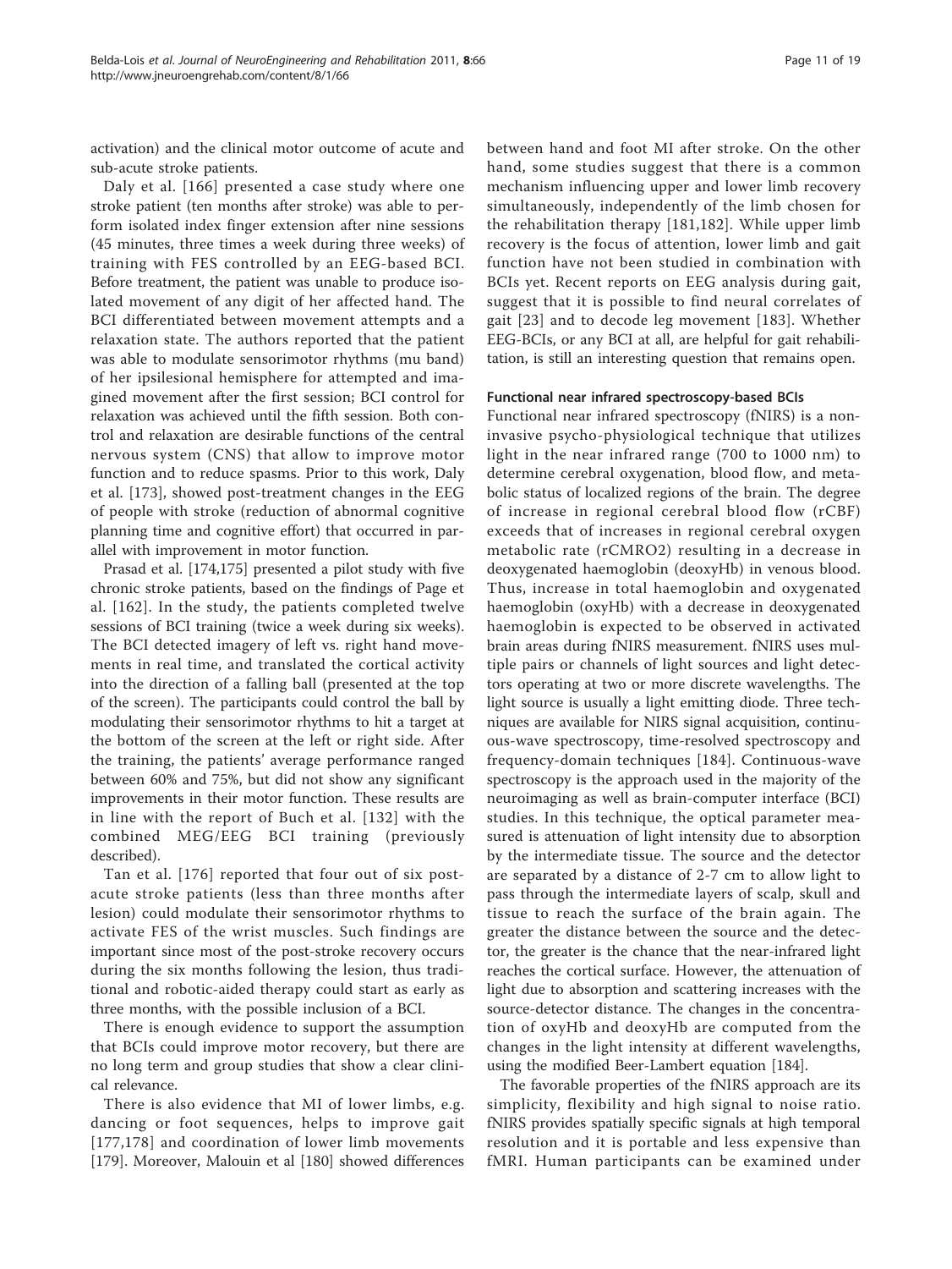activation) and the clinical motor outcome of acute and sub-acute stroke patients.

Daly et al. [166] presented a case study where one stroke patient (ten months after stroke) was able to perform isolated index finger extension after nine sessions (45 minutes, three times a week during three weeks) of training with FES controlled by an EEG-based BCI. Before treatment, the patient was unable to produce isolated movement of any digit of her affected hand. The BCI differentiated between movement attempts and a relaxation state. The authors reported that the patient was able to modulate sensorimotor rhythms (mu band) of her ipsilesional hemisphere for attempted and imagined movement after the first session; BCI control for relaxation was achieved until the fifth session. Both control and relaxation are desirable functions of the central nervous system (CNS) that allow to improve motor function and to reduce spasms. Prior to this work, Daly et al. [173], showed post-treatment changes in the EEG of people with stroke (reduction of abnormal cognitive planning time and cognitive effort) that occurred in parallel with improvement in motor function.

Prasad et al. [174,175] presented a pilot study with five chronic stroke patients, based on the findings of Page et al. [162]. In the study, the patients completed twelve sessions of BCI training (twice a week during six weeks). The BCI detected imagery of left vs. right hand movements in real time, and translated the cortical activity into the direction of a falling ball (presented at the top of the screen). The participants could control the ball by modulating their sensorimotor rhythms to hit a target at the bottom of the screen at the left or right side. After the training, the patients' average performance ranged between 60% and 75%, but did not show any significant improvements in their motor function. These results are in line with the report of Buch et al. [132] with the combined MEG/EEG BCI training (previously described).

Tan et al. [176] reported that four out of six post-acute stroke patients (less than three months after lesion) could modulate their sensorimotor rhythms to activate FES of the wrist muscles. Such findings are important since most of the post-stroke recovery occurs during the six months following the lesion, thus traditional and robotic-aided therapy could start as early as three months, with the possible inclusion of a BCI.

There is enough evidence to support the assumption that BCIs could improve motor recovery, but there are no long term and group studies that show a clear clinical relevance.

There is also evidence that MI of lower limbs, e.g. dancing or foot sequences, helps to improve gait [177,178] and coordination of lower limb movements [179]. Moreover, Malouin et al [180] showed differences between hand and foot MI after stroke. On the other hand, some studies suggest that there is a common mechanism influencing upper and lower limb recovery simultaneously, independently of the limb chosen for the rehabilitation therapy [181,182]. While upper limb recovery is the focus of attention, lower limb and gait function have not been studied in combination with BCIs yet. Recent reports on EEG analysis during gait, suggest that it is possible to find neural correlates of gait [23] and to decode leg movement [183]. Whether EEG-BCIs, or any BCI at all, are helpful for gait rehabilitation, is still an interesting question that remains open.

#### Functional near infrared spectroscopy-based BCIs

Functional near infrared spectroscopy (fNIRS) is a non-invasive psycho-physiological technique that utilizes light in the near infrared range (700 to 1000 nm) to determine cerebral oxygenation, blood flow, and metabolic status of localized regions of the brain. The degree of increase in regional cerebral blood flow (rCBF) exceeds that of increases in regional cerebral oxygen metabolic rate (rCMRO2) resulting in a decrease in deoxygenated haemoglobin (deoxyHb) in venous blood. Thus, increase in total haemoglobin and oxygenated haemoglobin (oxyHb) with a decrease in deoxygenated haemoglobin is expected to be observed in activated brain areas during fNIRS measurement. fNIRS uses multiple pairs or channels of light sources and light detectors operating at two or more discrete wavelengths. The light source is usually a light emitting diode. Three techniques are available for NIRS signal acquisition, continuous-wave spectroscopy, time-resolved spectroscopy and frequency-domain techniques [184]. Continuous-wave spectroscopy is the approach used in the majority of the neuroimaging as well as brain-computer interface (BCI) studies. In this technique, the optical parameter measured is attenuation of light intensity due to absorption by the intermediate tissue. The source and the detector are separated by a distance of 2-7 cm to allow light to pass through the intermediate layers of scalp, skull and tissue to reach the surface of the brain again. The greater the distance between the source and the detector, the greater is the chance that the near-infrared light reaches the cortical surface. However, the attenuation of light due to absorption and scattering increases with the source-detector distance. The changes in the concentration of oxyHb and deoxyHb are computed from the changes in the light intensity at different wavelengths, using the modified Beer-Lambert equation [184].

The favorable properties of the fNIRS approach are its simplicity, flexibility and high signal to noise ratio. fNIRS provides spatially specific signals at high temporal resolution and it is portable and less expensive than fMRI. Human participants can be examined under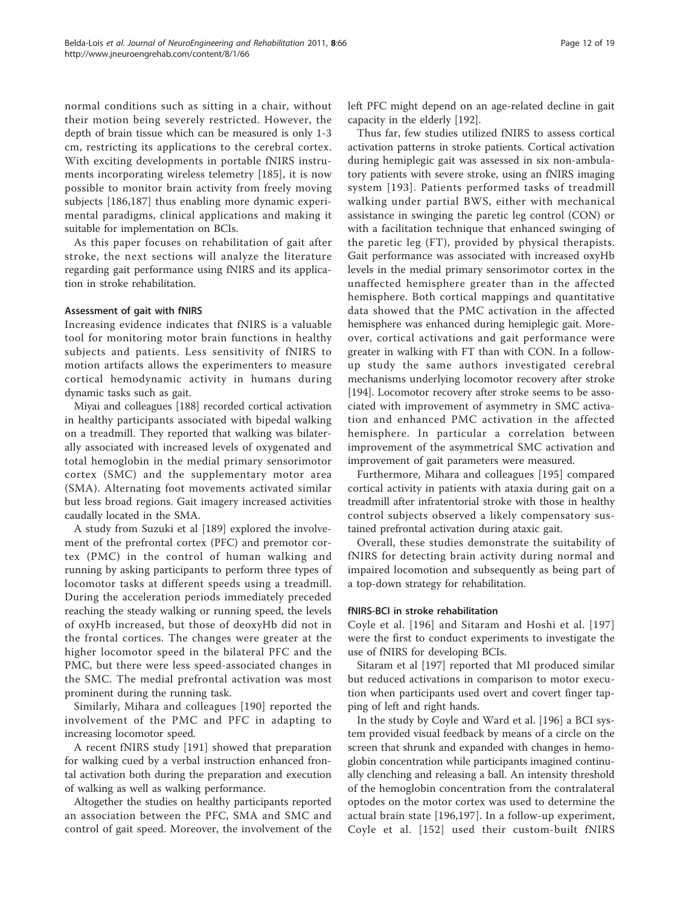normal conditions such as sitting in a chair, without their motion being severely restricted. However, the depth of brain tissue which can be measured is only 1-3 cm, restricting its applications to the cerebral cortex. With exciting developments in portable fNIRS instruments incorporating wireless telemetry [185], it is now possible to monitor brain activity from freely moving subjects [186,187] thus enabling more dynamic experimental paradigms, clinical applications and making it suitable for implementation on BCIs.

As this paper focuses on rehabilitation of gait after stroke, the next sections will analyze the literature regarding gait performance using fNIRS and its application in stroke rehabilitation.

#### Assessment of gait with fNIRS

Increasing evidence indicates that fNIRS is a valuable tool for monitoring motor brain functions in healthy subjects and patients. Less sensitivity of fNIRS to motion artifacts allows the experimenters to measure cortical hemodynamic activity in humans during dynamic tasks such as gait.

Miyai and colleagues [188] recorded cortical activation in healthy participants associated with bipedal walking on a treadmill. They reported that walking was bilaterally associated with increased levels of oxygenated and total hemoglobin in the medial primary sensorimotor cortex (SMC) and the supplementary motor area (SMA). Alternating foot movements activated similar but less broad regions. Gait imagery increased activities caudally located in the SMA.

A study from Suzuki et al [189] explored the involvement of the prefrontal cortex (PFC) and premotor cortex (PMC) in the control of human walking and running by asking participants to perform three types of locomotor tasks at different speeds using a treadmill. During the acceleration periods immediately preceded reaching the steady walking or running speed, the levels of oxyHb increased, but those of deoxyHb did not in the frontal cortices. The changes were greater at the higher locomotor speed in the bilateral PFC and the PMC, but there were less speed-associated changes in the SMC. The medial prefrontal activation was most prominent during the running task.

Similarly, Mihara and colleagues [190] reported the involvement of the PMC and PFC in adapting to increasing locomotor speed.

A recent fNIRS study [191] showed that preparation for walking cued by a verbal instruction enhanced frontal activation both during the preparation and execution of walking as well as walking performance.

Altogether the studies on healthy participants reported an association between the PFC, SMA and SMC and control of gait speed. Moreover, the involvement of the left PFC might depend on an age-related decline in gait capacity in the elderly [192].

Thus far, few studies utilized fNIRS to assess cortical activation patterns in stroke patients. Cortical activation during hemiplegic gait was assessed in six non-ambulatory patients with severe stroke, using an fNIRS imaging system [193]. Patients performed tasks of treadmill walking under partial BWS, either with mechanical assistance in swinging the paretic leg control (CON) or with a facilitation technique that enhanced swinging of the paretic leg (FT), provided by physical therapists. Gait performance was associated with increased oxyHb levels in the medial primary sensorimotor cortex in the unaffected hemisphere greater than in the affected hemisphere. Both cortical mappings and quantitative data showed that the PMC activation in the affected hemisphere was enhanced during hemiplegic gait. Moreover, cortical activations and gait performance were greater in walking with FT than with CON. In a follow-up study the same authors investigated cerebral mechanisms underlying locomotor recovery after stroke [194]. Locomotor recovery after stroke seems to be associated with improvement of asymmetry in SMC activation and enhanced PMC activation in the affected hemisphere. In particular a correlation between improvement of the asymmetrical SMC activation and improvement of gait parameters were measured.

Furthermore, Mihara and colleagues [195] compared cortical activity in patients with ataxia during gait on a treadmill after infratentorial stroke with those in healthy control subjects observed a likely compensatory sustained prefrontal activation during ataxic gait.

Overall, these studies demonstrate the suitability of fNIRS for detecting brain activity during normal and impaired locomotion and subsequently as being part of a top-down strategy for rehabilitation.

#### fNIRS-BCI in stroke rehabilitation

Coyle et al. [196] and Sitaram and Hoshi et al. [197] were the first to conduct experiments to investigate the use of fNIRS for developing BCIs.

Sitaram et al [197] reported that MI produced similar but reduced activations in comparison to motor execution when participants used overt and covert finger tapping of left and right hands.

In the study by Coyle and Ward et al. [196] a BCI system provided visual feedback by means of a circle on the screen that shrunk and expanded with changes in hemoglobin concentration while participants imagined continually clenching and releasing a ball. An intensity threshold of the hemoglobin concentration from the contralateral optodes on the motor cortex was used to determine the actual brain state [196,197]. In a follow-up experiment, Coyle et al. [152] used their custom-built fNIRS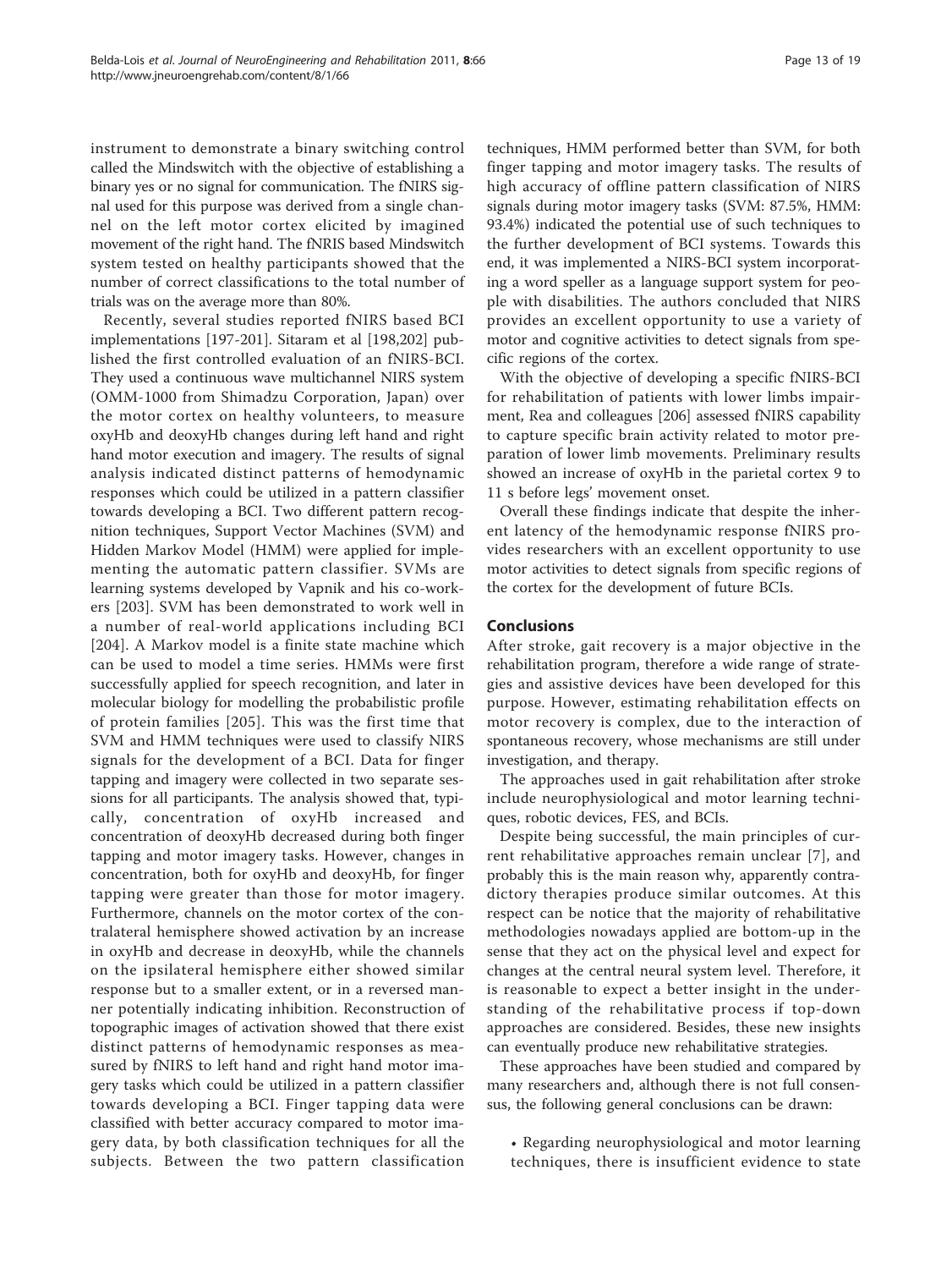instrument to demonstrate a binary switching control called the Mindswitch with the objective of establishing a binary yes or no signal for communication. The fNIRS signal used for this purpose was derived from a single channel on the left motor cortex elicited by imagined movement of the right hand. The fNRIS based Mindswitch system tested on healthy participants showed that the number of correct classifications to the total number of trials was on the average more than 80%.

Recently, several studies reported fNIRS based BCI implementations [197-201]. Sitaram et al [198,202] published the first controlled evaluation of an fNIRS-BCI. They used a continuous wave multichannel NIRS system (OMM-1000 from Shimadzu Corporation, Japan) over the motor cortex on healthy volunteers, to measure oxyHb and deoxyHb changes during left hand and right hand motor execution and imagery. The results of signal analysis indicated distinct patterns of hemodynamic responses which could be utilized in a pattern classifier towards developing a BCI. Two different pattern recognition techniques, Support Vector Machines (SVM) and Hidden Markov Model (HMM) were applied for implementing the automatic pattern classifier. SVMs are learning systems developed by Vapnik and his co-workers [203]. SVM has been demonstrated to work well in a number of real-world applications including BCI [204]. A Markov model is a finite state machine which can be used to model a time series. HMMs were first successfully applied for speech recognition, and later in molecular biology for modelling the probabilistic profile of protein families [205]. This was the first time that SVM and HMM techniques were used to classify NIRS signals for the development of a BCI. Data for finger tapping and imagery were collected in two separate sessions for all participants. The analysis showed that, typically, concentration of oxyHb increased and concentration of deoxyHb decreased during both finger tapping and motor imagery tasks. However, changes in concentration, both for oxyHb and deoxyHb, for finger tapping were greater than those for motor imagery. Furthermore, channels on the motor cortex of the contralateral hemisphere showed activation by an increase in oxyHb and decrease in deoxyHb, while the channels on the ipsilateral hemisphere either showed similar response but to a smaller extent, or in a reversed manner potentially indicating inhibition. Reconstruction of topographic images of activation showed that there exist distinct patterns of hemodynamic responses as measured by fNIRS to left hand and right hand motor imagery tasks which could be utilized in a pattern classifier towards developing a BCI. Finger tapping data were classified with better accuracy compared to motor imagery data, by both classification techniques for all the subjects. Between the two pattern classification techniques, HMM performed better than SVM, for both finger tapping and motor imagery tasks. The results of high accuracy of offline pattern classification of NIRS signals during motor imagery tasks (SVM: 87.5%, HMM: 93.4%) indicated the potential use of such techniques to the further development of BCI systems. Towards this end, it was implemented a NIRS-BCI system incorporating a word speller as a language support system for people with disabilities. The authors concluded that NIRS provides an excellent opportunity to use a variety of motor and cognitive activities to detect signals from specific regions of the cortex.

With the objective of developing a specific fNIRS-BCI for rehabilitation of patients with lower limbs impairment, Rea and colleagues [206] assessed fNIRS capability to capture specific brain activity related to motor preparation of lower limb movements. Preliminary results showed an increase of oxyHb in the parietal cortex 9 to 11 s before legs' movement onset.

Overall these findings indicate that despite the inherent latency of the hemodynamic response fNIRS provides researchers with an excellent opportunity to use motor activities to detect signals from specific regions of the cortex for the development of future BCIs.

## Conclusions

After stroke, gait recovery is a major objective in the rehabilitation program, therefore a wide range of strategies and assistive devices have been developed for this purpose. However, estimating rehabilitation effects on motor recovery is complex, due to the interaction of spontaneous recovery, whose mechanisms are still under investigation, and therapy.

The approaches used in gait rehabilitation after stroke include neurophysiological and motor learning techniques, robotic devices, FES, and BCIs.

Despite being successful, the main principles of current rehabilitative approaches remain unclear [7], and probably this is the main reason why, apparently contradictory therapies produce similar outcomes. At this respect can be notice that the majority of rehabilitative methodologies nowadays applied are bottom-up in the sense that they act on the physical level and expect for changes at the central neural system level. Therefore, it is reasonable to expect a better insight in the understanding of the rehabilitative process if top-down approaches are considered. Besides, these new insights can eventually produce new rehabilitative strategies.

These approaches have been studied and compared by many researchers and, although there is not full consensus, the following general conclusions can be drawn:

- Regarding neurophysiological and motor learning techniques, there is insufficient evidence to state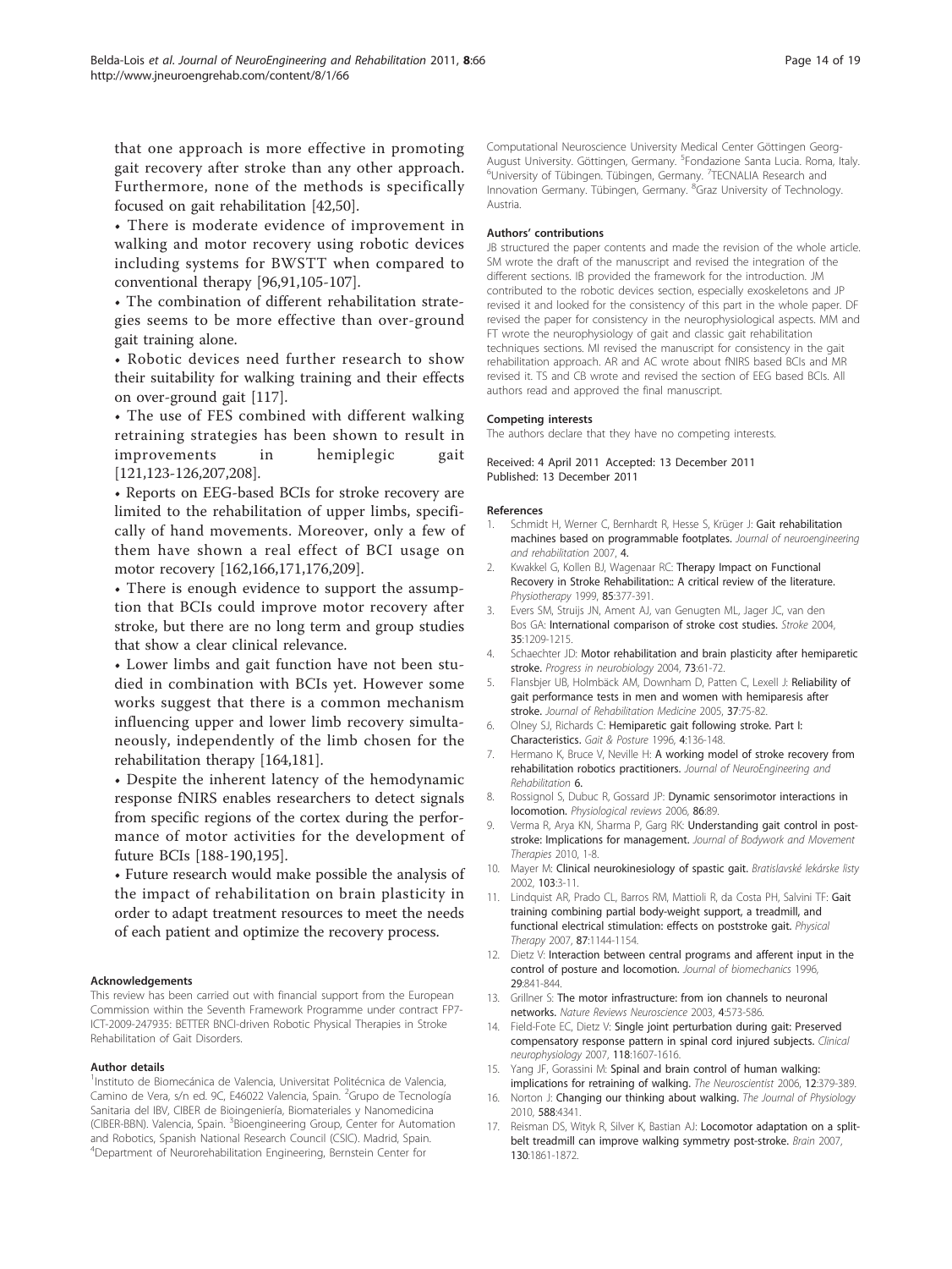that one approach is more effective in promoting gait recovery after stroke than any other approach. Furthermore, none of the methods is specifically focused on gait rehabilitation [42,50].

• There is moderate evidence of improvement in walking and motor recovery using robotic devices including systems for BWSTT when compared to conventional therapy [96,91,105-107].

• The combination of different rehabilitation strategies seems to be more effective than over-ground gait training alone.

• Robotic devices need further research to show their suitability for walking training and their effects on over-ground gait [117].

• The use of FES combined with different walking retraining strategies has been shown to result in improvements in hemiplegic gait [121,123-126,207,208].

• Reports on EEG-based BCIs for stroke recovery are limited to the rehabilitation of upper limbs, specifically of hand movements. Moreover, only a few of them have shown a real effect of BCI usage on motor recovery [162,166,171,176,209].

• There is enough evidence to support the assumption that BCIs could improve motor recovery after stroke, but there are no long term and group studies that show a clear clinical relevance.

• Lower limbs and gait function have not been studied in combination with BCIs yet. However some works suggest that there is a common mechanism influencing upper and lower limb recovery simultaneously, independently of the limb chosen for the rehabilitation therapy [164,181].

• Despite the inherent latency of the hemodynamic response fNIRS enables researchers to detect signals from specific regions of the cortex during the performance of motor activities for the development of future BCIs [188-190,195].

• Future research would make possible the analysis of the impact of rehabilitation on brain plasticity in order to adapt treatment resources to meet the needs of each patient and optimize the recovery process.

#### Acknowledgements

This review has been carried out with financial support from the European Commission within the Seventh Framework Programme under contract FP7-ICT-2009-247935: BETTER BNCI-driven Robotic Physical Therapies in Stroke Rehabilitation of Gait Disorders.

#### Author details

[1]Instituto de Biomecánica de Valencia, Universitat Politécnica de Valencia, Camino de Vera, s/n ed. 9C, E46022 Valencia, Spain. [2]Grupo de Tecnología Sanitaria del IBV, CIBER de Bioingeniería, Biomateriales y Nanomedicina (CIBER-BBN). Valencia, Spain. [3]Bioengineering Group, Center for Automation and Robotics, Spanish National Research Council (CSIC). Madrid, Spain. [4]Department of Neurorehabilitation Engineering, Bernstein Center for Computational Neuroscience University Medical Center Göttingen Georg-August University. Göttingen, Germany. [5]Fondazione Santa Lucia. Roma, Italy. [6]University of Tübingen. Tübingen, Germany. [7]TECNALIA Research and Innovation Germany. Tübingen, Germany. [8]Graz University of Technology. Austria.

#### Authors' contributions

JB structured the paper contents and made the revision of the whole article. SM wrote the draft of the manuscript and revised the integration of the different sections. IB provided the framework for the introduction. JM contributed to the robotic devices section, especially exoskeletons and JP revised it and looked for the consistency of this part in the whole paper. DF revised the paper for consistency in the neurophysiological aspects. MM and FT wrote the neurophysiology of gait and classic gait rehabilitation techniques sections. MI revised the manuscript for consistency in the gait rehabilitation approach. AR and AC wrote about fNIRS based BCIs and MR revised it. TS and CB wrote and revised the section of EEG based BCIs. All authors read and approved the final manuscript.

#### Competing interests

The authors declare that they have no competing interests.

Received: 4 April 2011 Accepted: 13 December 2011
Published: 13 December 2011

#### References

1. Schmidt H, Werner C, Bernhardt R, Hesse S, Krüger J: **Gait rehabilitation machines based on programmable footplates.** *Journal of neuroengineering and rehabilitation* 2007, **4**.
2. Kwakkel G, Kollen BJ, Wagenaar RC: **Therapy Impact on Functional Recovery in Stroke Rehabilitation:: A critical review of the literature.** *Physiotherapy* 1999, **85**:377-391.
3. Evers SM, Struijs JN, Ament AJ, van Genugten ML, Jager JC, van den Bos GA: **International comparison of stroke cost studies.** *Stroke* 2004, **35**:1209-1215.
4. Schaechter JD: **Motor rehabilitation and brain plasticity after hemiparetic stroke.** *Progress in neurobiology* 2004, **73**:61-72.
5. Flansbjer UB, Holmbäck AM, Downham D, Patten C, Lexell J: **Reliability of gait performance tests in men and women with hemiparesis after stroke.** *Journal of Rehabilitation Medicine* 2005, **37**:75-82.
6. Olney SJ, Richards C: **Hemiparetic gait following stroke. Part I: Characteristics.** *Gait & Posture* 1996, **4**:136-148.
7. Hermano K, Bruce V, Neville H: **A working model of stroke recovery from rehabilitation robotics practitioners.** *Journal of NeuroEngineering and Rehabilitation* **6**.
8. Rossignol S, Dubuc R, Gossard JP: **Dynamic sensorimotor interactions in locomotion.** *Physiological reviews* 2006, **86**:89.
9. Verma R, Arya KN, Sharma P, Garg RK: **Understanding gait control in post-stroke: Implications for management.** *Journal of Bodywork and Movement Therapies* 2010, 1-8.
10. Mayer M: **Clinical neurokinesiology of spastic gait.** *Bratislavské lekárske listy* 2002, **103**:3-11.
11. Lindquist AR, Prado CL, Barros RM, Mattioli R, da Costa PH, Salvini TF: **Gait training combining partial body-weight support, a treadmill, and functional electrical stimulation: effects on poststroke gait.** *Physical Therapy* 2007, **87**:1144-1154.
12. Dietz V: **Interaction between central programs and afferent input in the control of posture and locomotion.** *Journal of biomechanics* 1996, **29**:841-844.
13. Grillner S: **The motor infrastructure: from ion channels to neuronal networks.** *Nature Reviews Neuroscience* 2003, **4**:573-586.
14. Field-Fote EC, Dietz V: **Single joint perturbation during gait: Preserved compensatory response pattern in spinal cord injured subjects.** *Clinical neurophysiology* 2007, **118**:1607-1616.
15. Yang JF, Gorassini M: **Spinal and brain control of human walking: implications for retraining of walking.** *The Neuroscientist* 2006, **12**:379-389.
16. Norton J: **Changing our thinking about walking.** *The Journal of Physiology* 2010, **588**:4341.
17. Reisman DS, Wityk R, Silver K, Bastian AJ: **Locomotor adaptation on a split-belt treadmill can improve walking symmetry post-stroke.** *Brain* 2007, **130**:1861-1872.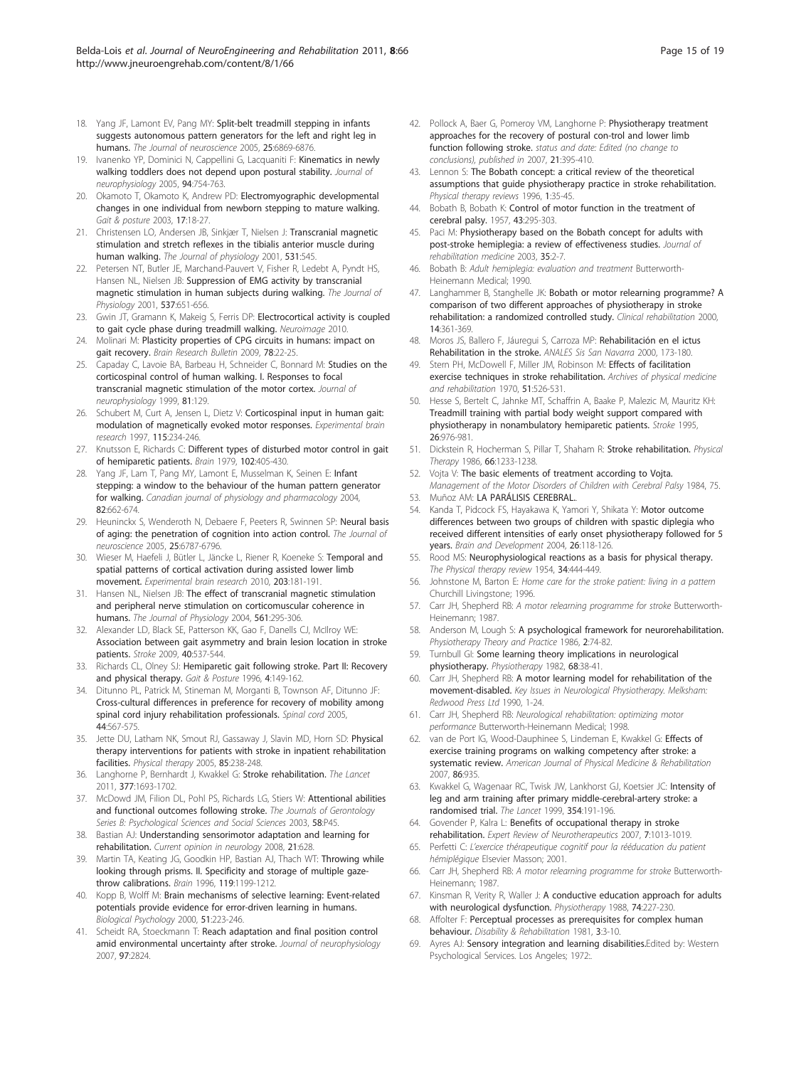18. Yang JF, Lamont EV, Pang MY: **Split-belt treadmill stepping in infants suggests autonomous pattern generators for the left and right leg in humans.** *The Journal of neuroscience* 2005, **25**:6869-6876.
19. Ivanenko YP, Dominici N, Cappellini G, Lacquaniti F: **Kinematics in newly walking toddlers does not depend upon postural stability.** *Journal of neurophysiology* 2005, **94**:754-763.
20. Okamoto T, Okamoto K, Andrew PD: **Electromyographic developmental changes in one individual from newborn stepping to mature walking.** *Gait & posture* 2003, **17**:18-27.
21. Christensen LO, Andersen JB, Sinkjær T, Nielsen J: **Transcranial magnetic stimulation and stretch reflexes in the tibialis anterior muscle during human walking.** *The Journal of physiology* 2001, **531**:545.
22. Petersen NT, Butler JE, Marchand-Pauvert V, Fisher R, Ledebt A, Pyndt HS, Hansen NL, Nielsen JB: **Suppression of EMG activity by transcranial magnetic stimulation in human subjects during walking.** *The Journal of Physiology* 2001, **537**:651-656.
23. Gwin JT, Gramann K, Makeig S, Ferris DP: **Electrocortical activity is coupled to gait cycle phase during treadmill walking.** *Neuroimage* 2010.
24. Molinari M: **Plasticity properties of CPG circuits in humans: impact on gait recovery.** *Brain Research Bulletin* 2009, **78**:22-25.
25. Capaday C, Lavoie BA, Barbeau H, Schneider C, Bonnard M: **Studies on the corticospinal control of human walking. I. Responses to focal transcranial magnetic stimulation of the motor cortex.** *Journal of neurophysiology* 1999, **81**:129.
26. Schubert M, Curt A, Jensen L, Dietz V: **Corticospinal input in human gait: modulation of magnetically evoked motor responses.** *Experimental brain research* 1997, **115**:234-246.
27. Knutsson E, Richards C: **Different types of disturbed motor control in gait of hemiparetic patients.** *Brain* 1979, **102**:405-430.
28. Yang JF, Lam T, Pang MY, Lamont E, Musselman K, Seinen E: **Infant stepping: a window to the behaviour of the human pattern generator for walking.** *Canadian journal of physiology and pharmacology* 2004, **82**:662-674.
29. Heuninckx S, Wenderoth N, Debaere F, Peeters R, Swinnen SP: **Neural basis of aging: the penetration of cognition into action control.** *The Journal of neuroscience* 2005, **25**:6787-6796.
30. Wieser M, Haefeli J, Bütler L, Jäncke L, Riener R, Koeneke S: **Temporal and spatial patterns of cortical activation during assisted lower limb movement.** *Experimental brain research* 2010, **203**:181-191.
31. Hansen NL, Nielsen JB: **The effect of transcranial magnetic stimulation and peripheral nerve stimulation on corticomuscular coherence in humans.** *The Journal of Physiology* 2004, **561**:295-306.
32. Alexander LD, Black SE, Patterson KK, Gao F, Danells CJ, McIlroy WE: **Association between gait asymmetry and brain lesion location in stroke patients.** *Stroke* 2009, **40**:537-544.
33. Richards CL, Olney SJ: **Hemiparetic gait following stroke. Part II: Recovery and physical therapy.** *Gait & Posture* 1996, **4**:149-162.
34. Ditunno PL, Patrick M, Stineman M, Morganti B, Townson AF, Ditunno JF: **Cross-cultural differences in preference for recovery of mobility among spinal cord injury rehabilitation professionals.** *Spinal cord* 2005, **44**:567-575.
35. Jette DU, Latham NK, Smout RJ, Gassaway J, Slavin MD, Horn SD: **Physical therapy interventions for patients with stroke in inpatient rehabilitation facilities.** *Physical therapy* 2005, **85**:238-248.
36. Langhorne P, Bernhardt J, Kwakkel G: **Stroke rehabilitation.** *The Lancet* 2011, **377**:1693-1702.
37. McDowd JM, Filion DL, Pohl PS, Richards LG, Stiers W: **Attentional abilities and functional outcomes following stroke.** *The Journals of Gerontology Series B: Psychological Sciences and Social Sciences* 2003, **58**:P45.
38. Bastian AJ: **Understanding sensorimotor adaptation and learning for rehabilitation.** *Current opinion in neurology* 2008, **21**:628.
39. Martin TA, Keating JG, Goodkin HP, Bastian AJ, Thach WT: **Throwing while looking through prisms. II. Specificity and storage of multiple gaze-throw calibrations.** *Brain* 1996, **119**:1199-1212.
40. Kopp B, Wolff M: **Brain mechanisms of selective learning: Event-related potentials provide evidence for error-driven learning in humans.** *Biological Psychology* 2000, **51**:223-246.
41. Scheidt RA, Stoeckmann T: **Reach adaptation and final position control amid environmental uncertainty after stroke.** *Journal of neurophysiology* 2007, **97**:2824.
42. Pollock A, Baer G, Pomeroy VM, Langhorne P: **Physiotherapy treatment approaches for the recovery of postural con-trol and lower limb function following stroke.** *status and date: Edited (no change to conclusions), published in* 2007, **21**:395-410.
43. Lennon S: **The Bobath concept: a critical review of the theoretical assumptions that guide physiotherapy practice in stroke rehabilitation.** *Physical therapy reviews* 1996, **1**:35-45.
44. Bobath B, Bobath K: **Control of motor function in the treatment of cerebral palsy.** 1957, **43**:295-303.
45. Paci M: **Physiotherapy based on the Bobath concept for adults with post-stroke hemiplegia: a review of effectiveness studies.** *Journal of rehabilitation medicine* 2003, **35**:2-7.
46. Bobath B: *Adult hemiplegia: evaluation and treatment* Butterworth-Heinemann Medical; 1990.
47. Langhammer B, Stanghelle JK: **Bobath or motor relearning programme? A comparison of two different approaches of physiotherapy in stroke rehabilitation: a randomized controlled study.** *Clinical rehabilitation* 2000, **14**:361-369.
48. Moros JS, Ballero F, Jáuregui S, Carroza MP: **Rehabilitación en el ictus Rehabilitation in the stroke.** *ANALES Sis San Navarra* 2000, 173-180.
49. Stern PH, McDowell F, Miller JM, Robinson M: **Effects of facilitation exercise techniques in stroke rehabilitation.** *Archives of physical medicine and rehabilitation* 1970, **51**:526-531.
50. Hesse S, Bertelt C, Jahnke MT, Schaffrin A, Baake P, Malezic M, Mauritz KH: **Treadmill training with partial body weight support compared with physiotherapy in nonambulatory hemiparetic patients.** *Stroke* 1995, **26**:976-981.
51. Dickstein R, Hocherman S, Pillar T, Shaham R: **Stroke rehabilitation.** *Physical Therapy* 1986, **66**:1233-1238.
52. Vojta V: **The basic elements of treatment according to Vojta.** *Management of the Motor Disorders of Children with Cerebral Palsy* 1984, 75.
53. Muñoz AM: **LA PARÁLISIS CEREBRAL.**.
54. Kanda T, Pidcock FS, Hayakawa K, Yamori Y, Shikata Y: **Motor outcome differences between two groups of children with spastic diplegia who received different intensities of early onset physiotherapy followed for 5 years.** *Brain and Development* 2004, **26**:118-126.
55. Rood MS: **Neurophysiological reactions as a basis for physical therapy.** *The Physical therapy review* 1954, **34**:444-449.
56. Johnstone M, Barton E: *Home care for the stroke patient: living in a pattern* Churchill Livingstone; 1996.
57. Carr JH, Shepherd RB: *A motor relearning programme for stroke* Butterworth-Heinemann; 1987.
58. Anderson M, Lough S: **A psychological framework for neurorehabilitation.** *Physiotherapy Theory and Practice* 1986, **2**:74-82.
59. Turnbull GI: **Some learning theory implications in neurological physiotherapy.** *Physiotherapy* 1982, **68**:38-41.
60. Carr JH, Shepherd RB: **A motor learning model for rehabilitation of the movement-disabled.** *Key Issues in Neurological Physiotherapy. Melksham: Redwood Press Ltd* 1990, 1-24.
61. Carr JH, Shepherd RB: *Neurological rehabilitation: optimizing motor performance* Butterworth-Heinemann Medical; 1998.
62. van de Port IG, Wood-Dauphinee S, Lindeman E, Kwakkel G: **Effects of exercise training programs on walking competency after stroke: a systematic review.** *American Journal of Physical Medicine & Rehabilitation* 2007, **86**:935.
63. Kwakkel G, Wagenaar RC, Twisk JW, Lankhorst GJ, Koetsier JC: **Intensity of leg and arm training after primary middle-cerebral-artery stroke: a randomised trial.** *The Lancet* 1999, **354**:191-196.
64. Govender P, Kalra L: **Benefits of occupational therapy in stroke rehabilitation.** *Expert Review of Neurotherapeutics* 2007, **7**:1013-1019.
65. Perfetti C: *L'exercice thérapeutique cognitif pour la rééducation du patient hémiplégique* Elsevier Masson; 2001.
66. Carr JH, Shepherd RB: *A motor relearning programme for stroke* Butterworth-Heinemann; 1987.
67. Kinsman R, Verity R, Waller J: **A conductive education approach for adults with neurological dysfunction.** *Physiotherapy* 1988, **74**:227-230.
68. Affolter F: **Perceptual processes as prerequisites for complex human behaviour.** *Disability & Rehabilitation* 1981, **3**:3-10.
69. Ayres AJ: **Sensory integration and learning disabilities.**Edited by: Western Psychological Services. Los Angeles; 1972:.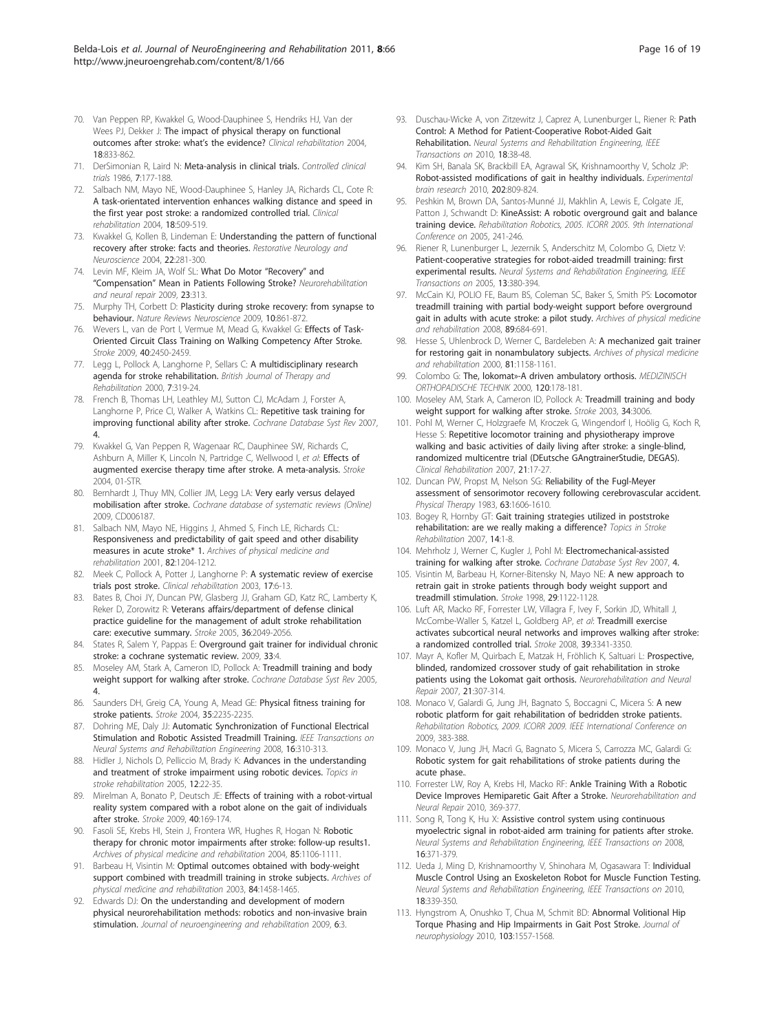70. Van Peppen RP, Kwakkel G, Wood-Dauphinee S, Hendriks HJ, Van der Wees PJ, Dekker J: The impact of physical therapy on functional outcomes after stroke: what's the evidence? *Clinical rehabilitation* 2004, 18:833-862.
71. DerSimonian R, Laird N: Meta-analysis in clinical trials. *Controlled clinical trials* 1986, 7:177-188.
72. Salbach NM, Mayo NE, Wood-Dauphinee S, Hanley JA, Richards CL, Cote R: A task-orientated intervention enhances walking distance and speed in the first year post stroke: a randomized controlled trial. *Clinical rehabilitation* 2004, 18:509-519.
73. Kwakkel G, Kollen B, Lindeman E: Understanding the pattern of functional recovery after stroke: facts and theories. *Restorative Neurology and Neuroscience* 2004, 22:281-300.
74. Levin MF, Kleim JA, Wolf SL: What Do Motor "Recovery" and "Compensation" Mean in Patients Following Stroke? *Neurorehabilitation and neural repair* 2009, 23:313.
75. Murphy TH, Corbett D: Plasticity during stroke recovery: from synapse to behaviour. *Nature Reviews Neuroscience* 2009, 10:861-872.
76. Wevers L, van de Port I, Vermue M, Mead G, Kwakkel G: Effects of Task-Oriented Circuit Class Training on Walking Competency After Stroke. *Stroke* 2009, 40:2450-2459.
77. Legg L, Pollock A, Langhorne P, Sellars C: A multidisciplinary research agenda for stroke rehabilitation. *British Journal of Therapy and Rehabilitation* 2000, 7:319-24.
78. French B, Thomas LH, Leathley MJ, Sutton CJ, McAdam J, Forster A, Langhorne P, Price CI, Walker A, Watkins CL: Repetitive task training for improving functional ability after stroke. *Cochrane Database Syst Rev* 2007, 4.
79. Kwakkel G, Van Peppen R, Wagenaar RC, Dauphinee SW, Richards C, Ashburn A, Miller K, Lincoln N, Partridge C, Wellwood I, *et al*: Effects of augmented exercise therapy time after stroke. A meta-analysis. *Stroke* 2004, 01-STR.
80. Bernhardt J, Thuy MN, Collier JM, Legg LA: Very early versus delayed mobilisation after stroke. *Cochrane database of systematic reviews (Online)* 2009, CD006187.
81. Salbach NM, Mayo NE, Higgins J, Ahmed S, Finch LE, Richards CL: Responsiveness and predictability of gait speed and other disability measures in acute stroke* 1. *Archives of physical medicine and rehabilitation* 2001, 82:1204-1212.
82. Meek C, Pollock A, Potter J, Langhorne P: A systematic review of exercise trials post stroke. *Clinical rehabilitation* 2003, 17:6-13.
83. Bates B, Choi JY, Duncan PW, Glasberg JJ, Graham GD, Katz RC, Lamberty K, Reker D, Zorowitz R: Veterans affairs/department of defense clinical practice guideline for the management of adult stroke rehabilitation care: executive summary. *Stroke* 2005, 36:2049-2056.
84. States R, Salem Y, Pappas E: Overground gait trainer for individual chronic stroke: a cochrane systematic review. 2009, 33:4.
85. Moseley AM, Stark A, Cameron ID, Pollock A: Treadmill training and body weight support for walking after stroke. *Cochrane Database Syst Rev* 2005, 4.
86. Saunders DH, Greig CA, Young A, Mead GE: Physical fitness training for stroke patients. *Stroke* 2004, 35:2235-2235.
87. Dohring ME, Daly JJ: Automatic Synchronization of Functional Electrical Stimulation and Robotic Assisted Treadmill Training. *IEEE Transactions on Neural Systems and Rehabilitation Engineering* 2008, 16:310-313.
88. Hidler J, Nichols D, Pelliccio M, Brady K: Advances in the understanding and treatment of stroke impairment using robotic devices. *Topics in stroke rehabilitation* 2005, 12:22-35.
89. Mirelman A, Bonato P, Deutsch JE: Effects of training with a robot-virtual reality system compared with a robot alone on the gait of individuals after stroke. *Stroke* 2009, 40:169-174.
90. Fasoli SE, Krebs HI, Stein J, Frontera WR, Hughes R, Hogan N: Robotic therapy for chronic motor impairments after stroke: follow-up results1. *Archives of physical medicine and rehabilitation* 2004, 85:1106-1111.
91. Barbeau H, Visintin M: Optimal outcomes obtained with body-weight support combined with treadmill training in stroke subjects. *Archives of physical medicine and rehabilitation* 2003, 84:1458-1465.
92. Edwards DJ: On the understanding and development of modern physical neurorehabilitation methods: robotics and non-invasive brain stimulation. *Journal of neuroengineering and rehabilitation* 2009, 6:3.
93. Duschau-Wicke A, von Zitzewitz J, Caprez A, Lunenburger L, Riener R: Path Control: A Method for Patient-Cooperative Robot-Aided Gait Rehabilitation. *Neural Systems and Rehabilitation Engineering, IEEE Transactions on* 2010, 18:38-48.
94. Kim SH, Banala SK, Brackbill EA, Agrawal SK, Krishnamoorthy V, Scholz JP: Robot-assisted modifications of gait in healthy individuals. *Experimental brain research* 2010, 202:809-824.
95. Peshkin M, Brown DA, Santos-Munné JJ, Makhlin A, Lewis E, Colgate JE, Patton J, Schwandt D: KineAssist: A robotic overground gait and balance training device. *Rehabilitation Robotics, 2005. ICORR 2005. 9th International Conference on* 2005, 241-246.
96. Riener R, Lunenburger L, Jezernik S, Anderschitz M, Colombo G, Dietz V: Patient-cooperative strategies for robot-aided treadmill training: first experimental results. *Neural Systems and Rehabilitation Engineering, IEEE Transactions on* 2005, 13:380-394.
97. McCain KJ, POLIO FE, Baum BS, Coleman SC, Baker S, Smith PS: Locomotor treadmill training with partial body-weight support before overground gait in adults with acute stroke: a pilot study. *Archives of physical medicine and rehabilitation* 2008, 89:684-691.
98. Hesse S, Uhlenbrock D, Werner C, Bardeleben A: A mechanized gait trainer for restoring gait in nonambulatory subjects. *Archives of physical medicine and rehabilitation* 2000, 81:1158-1161.
99. Colombo G: The, lokomat»-A driven ambulatory orthosis. *MEDIZINISCH ORTHOPADISCHE TECHNIK* 2000, 120:178-181.
100. Moseley AM, Stark A, Cameron ID, Pollock A: Treadmill training and body weight support for walking after stroke. *Stroke* 2003, 34:3006.
101. Pohl M, Werner C, Holzgraefe M, Kroczek G, Wingendorf I, Hoölig G, Koch R, Hesse S: Repetitive locomotor training and physiotherapy improve walking and basic activities of daily living after stroke: a single-blind, randomized multicentre trial (DEutsche GAngtrainerStudie, DEGAS). *Clinical Rehabilitation* 2007, 21:17-27.
102. Duncan PW, Propst M, Nelson SG: Reliability of the Fugl-Meyer assessment of sensorimotor recovery following cerebrovascular accident. *Physical Therapy* 1983, 63:1606-1610.
103. Bogey R, Hornby GT: Gait training strategies utilized in poststroke rehabilitation: are we really making a difference? *Topics in Stroke Rehabilitation* 2007, 14:1-8.
104. Mehrholz J, Werner C, Kugler J, Pohl M: Electromechanical-assisted training for walking after stroke. *Cochrane Database Syst Rev* 2007, 4.
105. Visintin M, Barbeau H, Korner-Bitensky N, Mayo NE: A new approach to retrain gait in stroke patients through body weight support and treadmill stimulation. *Stroke* 1998, 29:1122-1128.
106. Luft AR, Macko RF, Forrester LW, Villagra F, Ivey F, Sorkin JD, Whitall J, McCombe-Waller S, Katzel L, Goldberg AP, *et al*: Treadmill exercise activates subcortical neural networks and improves walking after stroke: a randomized controlled trial. *Stroke* 2008, 39:3341-3350.
107. Mayr A, Kofler M, Quirbach E, Matzak H, Fröhlich K, Saltuari L: Prospective, blinded, randomized crossover study of gait rehabilitation in stroke patients using the Lokomat gait orthosis. *Neurorehabilitation and Neural Repair* 2007, 21:307-314.
108. Monaco V, Galardi G, Jung JH, Bagnato S, Boccagni C, Micera S: A new robotic platform for gait rehabilitation of bedridden stroke patients. *Rehabilitation Robotics, 2009. ICORR 2009. IEEE International Conference on* 2009, 383-388.
109. Monaco V, Jung JH, Macrì G, Bagnato S, Micera S, Carrozza MC, Galardi G: Robotic system for gait rehabilitations of stroke patients during the acute phase..
110. Forrester LW, Roy A, Krebs HI, Macko RF: Ankle Training With a Robotic Device Improves Hemiparetic Gait After a Stroke. *Neurorehabilitation and Neural Repair* 2010, 369-377.
111. Song R, Tong K, Hu X: Assistive control system using continuous myoelectric signal in robot-aided arm training for patients after stroke. *Neural Systems and Rehabilitation Engineering, IEEE Transactions on* 2008, 16:371-379.
112. Ueda J, Ming D, Krishnamoorthy V, Shinohara M, Ogasawara T: Individual Muscle Control Using an Exoskeleton Robot for Muscle Function Testing. *Neural Systems and Rehabilitation Engineering, IEEE Transactions on* 2010, 18:339-350.
113. Hyngstrom A, Onushko T, Chua M, Schmit BD: Abnormal Volitional Hip Torque Phasing and Hip Impairments in Gait Post Stroke. *Journal of neurophysiology* 2010, 103:1557-1568.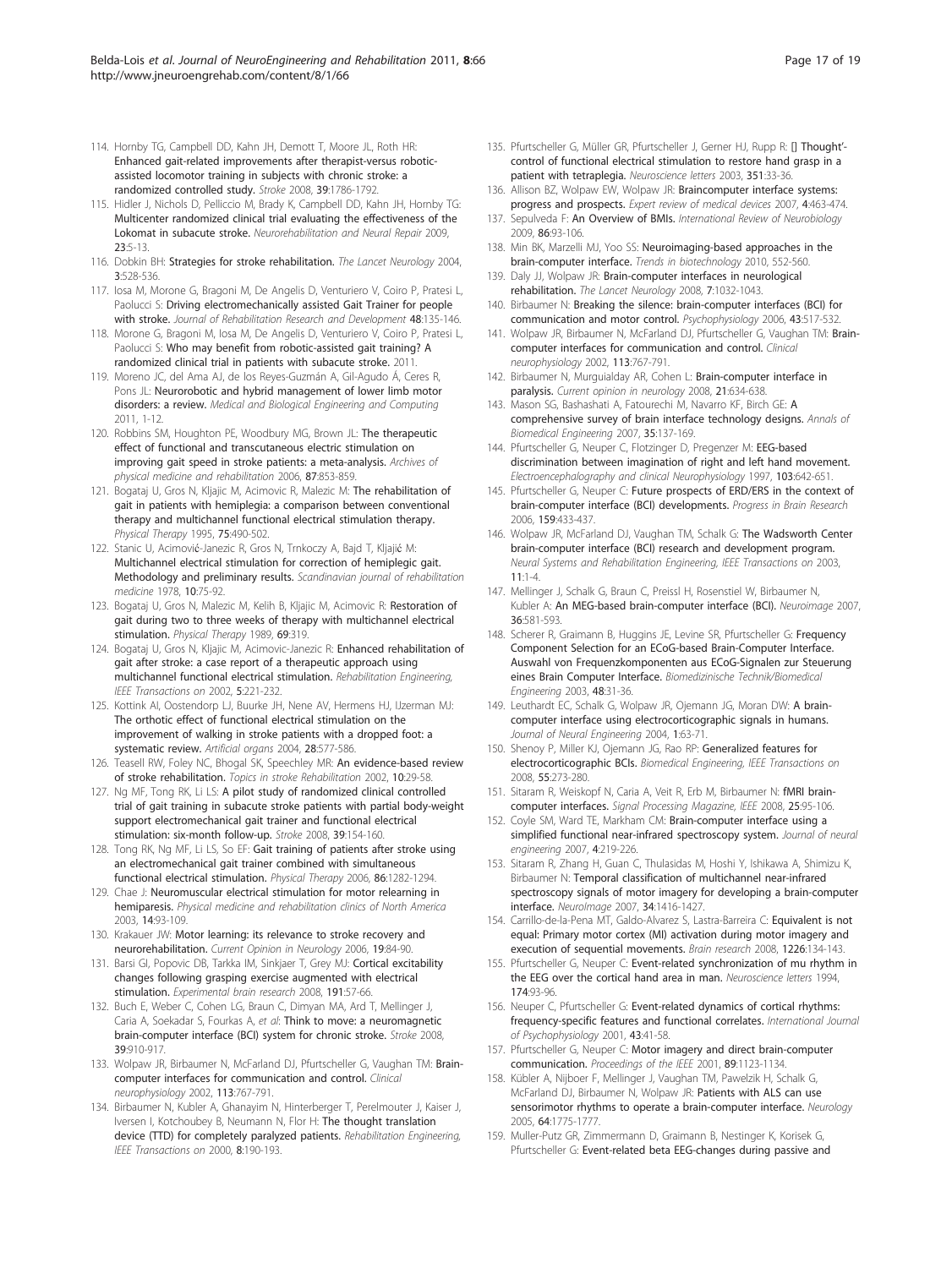114. Hornby TG, Campbell DD, Kahn JH, Demott T, Moore JL, Roth HR: **Enhanced gait-related improvements after therapist-versus robotic-assisted locomotor training in subjects with chronic stroke: a randomized controlled study.** *Stroke* 2008, **39**:1786-1792.
115. Hidler J, Nichols D, Pelliccio M, Brady K, Campbell DD, Kahn JH, Hornby TG: **Multicenter randomized clinical trial evaluating the effectiveness of the Lokomat in subacute stroke.** *Neurorehabilitation and Neural Repair* 2009, **23**:5-13.
116. Dobkin BH: **Strategies for stroke rehabilitation.** *The Lancet Neurology* 2004, **3**:528-536.
117. Iosa M, Morone G, Bragoni M, De Angelis D, Venturiero V, Coiro P, Pratesi L, Paolucci S: **Driving electromechanically assisted Gait Trainer for people with stroke.** *Journal of Rehabilitation Research and Development* **48**:135-146.
118. Morone G, Bragoni M, Iosa M, De Angelis D, Venturiero V, Coiro P, Pratesi L, Paolucci S: **Who may benefit from robotic-assisted gait training? A randomized clinical trial in patients with subacute stroke.** 2011.
119. Moreno JC, del Ama AJ, de los Reyes-Guzmán A, Gil-Agudo Á, Ceres R, Pons JL: **Neurorobotic and hybrid management of lower limb motor disorders: a review.** *Medical and Biological Engineering and Computing* 2011, 1-12.
120. Robbins SM, Houghton PE, Woodbury MG, Brown JL: **The therapeutic effect of functional and transcutaneous electric stimulation on improving gait speed in stroke patients: a meta-analysis.** *Archives of physical medicine and rehabilitation* 2006, **87**:853-859.
121. Bogataj U, Gros N, Kljajic M, Acimovic R, Malezic M: **The rehabilitation of gait in patients with hemiplegia: a comparison between conventional therapy and multichannel functional electrical stimulation therapy.** *Physical Therapy* 1995, **75**:490-502.
122. Stanic U, Acimović-Janezic R, Gros N, Trnkoczy A, Bajd T, Kljajić M: **Multichannel electrical stimulation for correction of hemiplegic gait. Methodology and preliminary results.** *Scandinavian journal of rehabilitation medicine* 1978, **10**:75-92.
123. Bogataj U, Gros N, Malezic M, Kelih B, Kljajic M, Acimovic R: **Restoration of gait during two to three weeks of therapy with multichannel electrical stimulation.** *Physical Therapy* 1989, **69**:319.
124. Bogataj U, Gros N, Kljajic M, Acimovic-Janezic R: **Enhanced rehabilitation of gait after stroke: a case report of a therapeutic approach using multichannel functional electrical stimulation.** *Rehabilitation Engineering, IEEE Transactions on* 2002, **5**:221-232.
125. Kottink AI, Oostendorp LJ, Buurke JH, Nene AV, Hermens HJ, IJzerman MJ: **The orthotic effect of functional electrical stimulation on the improvement of walking in stroke patients with a dropped foot: a systematic review.** *Artificial organs* 2004, **28**:577-586.
126. Teasell RW, Foley NC, Bhogal SK, Speechley MR: **An evidence-based review of stroke rehabilitation.** *Topics in stroke Rehabilitation* 2002, **10**:29-58.
127. Ng MF, Tong RK, Li LS: **A pilot study of randomized clinical controlled trial of gait training in subacute stroke patients with partial body-weight support electromechanical gait trainer and functional electrical stimulation: six-month follow-up.** *Stroke* 2008, **39**:154-160.
128. Tong RK, Ng MF, Li LS, So EF: **Gait training of patients after stroke using an electromechanical gait trainer combined with simultaneous functional electrical stimulation.** *Physical Therapy* 2006, **86**:1282-1294.
129. Chae J: **Neuromuscular electrical stimulation for motor relearning in hemiparesis.** *Physical medicine and rehabilitation clinics of North America* 2003, **14**:93-109.
130. Krakauer JW: **Motor learning: its relevance to stroke recovery and neurorehabilitation.** *Current Opinion in Neurology* 2006, **19**:84-90.
131. Barsi GI, Popovic DB, Tarkka IM, Sinkjaer T, Grey MJ: **Cortical excitability changes following grasping exercise augmented with electrical stimulation.** *Experimental brain research* 2008, **191**:57-66.
132. Buch E, Weber C, Cohen LG, Braun C, Dimyan MA, Ard T, Mellinger J, Caria A, Soekadar S, Fourkas A, *et al*: **Think to move: a neuromagnetic brain-computer interface (BCI) system for chronic stroke.** *Stroke* 2008, **39**:910-917.
133. Wolpaw JR, Birbaumer N, McFarland DJ, Pfurtscheller G, Vaughan TM: **Brain-computer interfaces for communication and control.** *Clinical neurophysiology* 2002, **113**:767-791.
134. Birbaumer N, Kubler A, Ghanayim N, Hinterberger T, Perelmouter J, Kaiser J, Iversen I, Kotchoubey B, Neumann N, Flor H: **The thought translation device (TTD) for completely paralyzed patients.** *Rehabilitation Engineering, IEEE Transactions on* 2000, **8**:190-193.
135. Pfurtscheller G, Müller GR, Pfurtscheller J, Gerner HJ, Rupp R: **[] Thought'-control of functional electrical stimulation to restore hand grasp in a patient with tetraplegia.** *Neuroscience letters* 2003, **351**:33-36.
136. Allison BZ, Wolpaw EW, Wolpaw JR: **Braincomputer interface systems: progress and prospects.** *Expert review of medical devices* 2007, **4**:463-474.
137. Sepulveda F: **An Overview of BMIs.** *International Review of Neurobiology* 2009, **86**:93-106.
138. Min BK, Marzelli MJ, Yoo SS: **Neuroimaging-based approaches in the brain-computer interface.** *Trends in biotechnology* 2010, 552-560.
139. Daly JJ, Wolpaw JR: **Brain-computer interfaces in neurological rehabilitation.** *The Lancet Neurology* 2008, **7**:1032-1043.
140. Birbaumer N: **Breaking the silence: brain-computer interfaces (BCI) for communication and motor control.** *Psychophysiology* 2006, **43**:517-532.
141. Wolpaw JR, Birbaumer N, McFarland DJ, Pfurtscheller G, Vaughan TM: **Brain-computer interfaces for communication and control.** *Clinical neurophysiology* 2002, **113**:767-791.
142. Birbaumer N, Murguialday AR, Cohen L: **Brain-computer interface in paralysis.** *Current opinion in neurology* 2008, **21**:634-638.
143. Mason SG, Bashashati A, Fatourechi M, Navarro KF, Birch GE: **A comprehensive survey of brain interface technology designs.** *Annals of Biomedical Engineering* 2007, **35**:137-169.
144. Pfurtscheller G, Neuper C, Flotzinger D, Pregenzer M: **EEG-based discrimination between imagination of right and left hand movement.** *Electroencephalography and clinical Neurophysiology* 1997, **103**:642-651.
145. Pfurtscheller G, Neuper C: **Future prospects of ERD/ERS in the context of brain-computer interface (BCI) developments.** *Progress in Brain Research* 2006, **159**:433-437.
146. Wolpaw JR, McFarland DJ, Vaughan TM, Schalk G: **The Wadsworth Center brain-computer interface (BCI) research and development program.** *Neural Systems and Rehabilitation Engineering, IEEE Transactions on* 2003, **11**:1-4.
147. Mellinger J, Schalk G, Braun C, Preissl H, Rosenstiel W, Birbaumer N, Kubler A: **An MEG-based brain-computer interface (BCI).** *Neuroimage* 2007, **36**:581-593.
148. Scherer R, Graimann B, Huggins JE, Levine SR, Pfurtscheller G: **Frequency Component Selection for an ECoG-based Brain-Computer Interface. Auswahl von Frequenzkomponenten aus ECoG-Signalen zur Steuerung eines Brain Computer Interface.** *Biomedizinische Technik/Biomedical Engineering* 2003, **48**:31-36.
149. Leuthardt EC, Schalk G, Wolpaw JR, Ojemann JG, Moran DW: **A brain-computer interface using electrocorticographic signals in humans.** *Journal of Neural Engineering* 2004, **1**:63-71.
150. Shenoy P, Miller KJ, Ojemann JG, Rao RP: **Generalized features for electrocorticographic BCIs.** *Biomedical Engineering, IEEE Transactions on* 2008, **55**:273-280.
151. Sitaram R, Weiskopf N, Caria A, Veit R, Erb M, Birbaumer N: **fMRI brain-computer interfaces.** *Signal Processing Magazine, IEEE* 2008, **25**:95-106.
152. Coyle SM, Ward TE, Markham CM: **Brain-computer interface using a simplified functional near-infrared spectroscopy system.** *Journal of neural engineering* 2007, **4**:219-226.
153. Sitaram R, Zhang H, Guan C, Thulasidas M, Hoshi Y, Ishikawa A, Shimizu K, Birbaumer N: **Temporal classification of multichannel near-infrared spectroscopy signals of motor imagery for developing a brain-computer interface.** *NeuroImage* 2007, **34**:1416-1427.
154. Carrillo-de-la-Pena MT, Galdo-Alvarez S, Lastra-Barreira C: **Equivalent is not equal: Primary motor cortex (MI) activation during motor imagery and execution of sequential movements.** *Brain research* 2008, **1226**:134-143.
155. Pfurtscheller G, Neuper C: **Event-related synchronization of mu rhythm in the EEG over the cortical hand area in man.** *Neuroscience letters* 1994, **174**:93-96.
156. Neuper C, Pfurtscheller G: **Event-related dynamics of cortical rhythms: frequency-specific features and functional correlates.** *International Journal of Psychophysiology* 2001, **43**:41-58.
157. Pfurtscheller G, Neuper C: **Motor imagery and direct brain-computer communication.** *Proceedings of the IEEE* 2001, **89**:1123-1134.
158. Kübler A, Nijboer F, Mellinger J, Vaughan TM, Pawelzik H, Schalk G, McFarland DJ, Birbaumer N, Wolpaw JR: **Patients with ALS can use sensorimotor rhythms to operate a brain-computer interface.** *Neurology* 2005, **64**:1775-1777.
159. Muller-Putz GR, Zimmermann D, Graimann B, Nestinger K, Korisek G, Pfurtscheller G: **Event-related beta EEG-changes during passive and**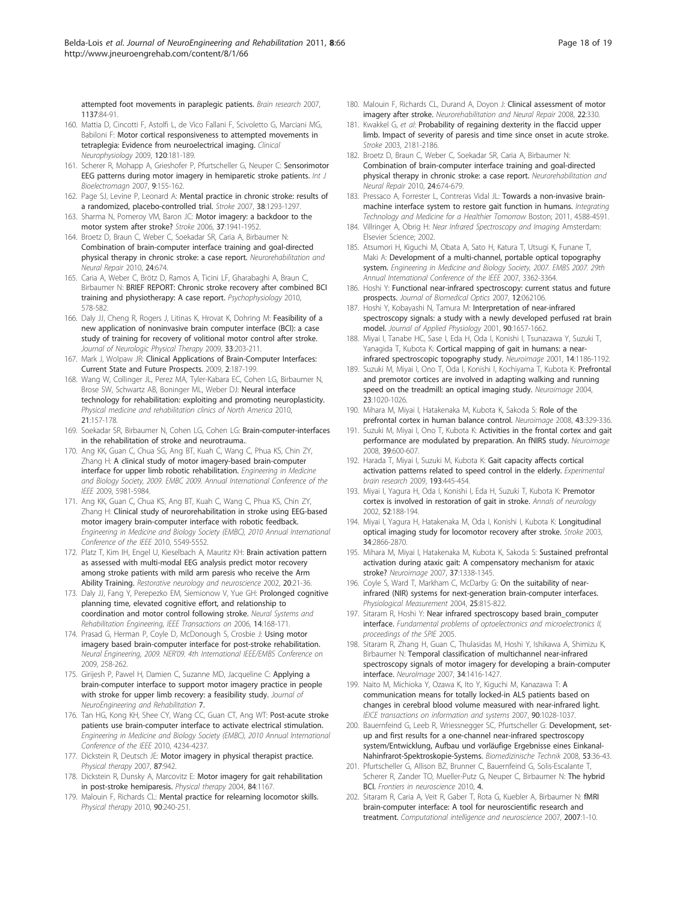attempted foot movements in paraplegic patients. *Brain research* 2007, **1137**:84-91.

160. Mattia D, Cincotti F, Astolfi L, de Vico Fallani F, Scivoletto G, Marciani MG, Babiloni F: **Motor cortical responsiveness to attempted movements in tetraplegia: Evidence from neuroelectrical imaging.** *Clinical Neurophysiology* 2009, **120**:181-189.
161. Scherer R, Mohapp A, Grieshofer P, Pfurtscheller G, Neuper C: **Sensorimotor EEG patterns during motor imagery in hemiparetic stroke patients.** *Int J Bioelectromagn* 2007, **9**:155-162.
162. Page SJ, Levine P, Leonard A: **Mental practice in chronic stroke: results of a randomized, placebo-controlled trial.** *Stroke* 2007, **38**:1293-1297.
163. Sharma N, Pomeroy VM, Baron JC: **Motor imagery: a backdoor to the motor system after stroke?** *Stroke* 2006, **37**:1941-1952.
164. Broetz D, Braun C, Weber C, Soekadar SR, Caria A, Birbaumer N: **Combination of brain-computer interface training and goal-directed physical therapy in chronic stroke: a case report.** *Neurorehabilitation and Neural Repair* 2010, **24**:674.
165. Caria A, Weber C, Brötz D, Ramos A, Ticini LF, Gharabaghi A, Braun C, Birbaumer N: **BRIEF REPORT: Chronic stroke recovery after combined BCI training and physiotherapy: A case report.** *Psychophysiology* 2010, 578-582.
166. Daly JJ, Cheng R, Rogers J, Litinas K, Hrovat K, Dohring M: **Feasibility of a new application of noninvasive brain computer interface (BCI): a case study of training for recovery of volitional motor control after stroke.** *Journal of Neurologic Physical Therapy* 2009, **33**:203-211.
167. Mark J, Wolpaw JR: **Clinical Applications of Brain-Computer Interfaces: Current State and Future Prospects.** 2009, **2**:187-199.
168. Wang W, Collinger JL, Perez MA, Tyler-Kabara EC, Cohen LG, Birbaumer N, Brose SW, Schwartz AB, Boninger ML, Weber DJ: **Neural interface technology for rehabilitation: exploiting and promoting neuroplasticity.** *Physical medicine and rehabilitation clinics of North America* 2010, **21**:157-178.
169. Soekadar SR, Birbaumer N, Cohen LG, Cohen LG: **Brain-computer-interfaces in the rehabilitation of stroke and neurotrauma.**.
170. Ang KK, Guan C, Chua SG, Ang BT, Kuah C, Wang C, Phua KS, Chin ZY, Zhang H: **A clinical study of motor imagery-based brain-computer interface for upper limb robotic rehabilitation.** *Engineering in Medicine and Biology Society, 2009. EMBC 2009. Annual International Conference of the IEEE* 2009, 5981-5984.
171. Ang KK, Guan C, Chua KS, Ang BT, Kuah C, Wang C, Phua KS, Chin ZY, Zhang H: **Clinical study of neurorehabilitation in stroke using EEG-based motor imagery brain-computer interface with robotic feedback.** *Engineering in Medicine and Biology Society (EMBC), 2010 Annual International Conference of the IEEE* 2010, 5549-5552.
172. Platz T, Kim IH, Engel U, Kieselbach A, Mauritz KH: **Brain activation pattern as assessed with multi-modal EEG analysis predict motor recovery among stroke patients with mild arm paresis who receive the Arm Ability Training.** *Restorative neurology and neuroscience* 2002, **20**:21-36.
173. Daly JJ, Fang Y, Perepezko EM, Siemionow V, Yue GH: **Prolonged cognitive planning time, elevated cognitive effort, and relationship to coordination and motor control following stroke.** *Neural Systems and Rehabilitation Engineering, IEEE Transactions on* 2006, **14**:168-171.
174. Prasad G, Herman P, Coyle D, McDonough S, Crosbie J: **Using motor imagery based brain-computer interface for post-stroke rehabilitation.** *Neural Engineering, 2009. NER'09. 4th International IEEE/EMBS Conference on* 2009, 258-262.
175. Girijesh P, Pawel H, Damien C, Suzanne MD, Jacqueline C: **Applying a brain-computer interface to support motor imagery practice in people with stroke for upper limb recovery: a feasibility study.** *Journal of NeuroEngineering and Rehabilitation* **7**.
176. Tan HG, Kong KH, Shee CY, Wang CC, Guan CT, Ang WT: **Post-acute stroke patients use brain-computer interface to activate electrical stimulation.** *Engineering in Medicine and Biology Society (EMBC), 2010 Annual International Conference of the IEEE* 2010, 4234-4237.
177. Dickstein R, Deutsch JE: **Motor imagery in physical therapist practice.** *Physical therapy* 2007, **87**:942.
178. Dickstein R, Dunsky A, Marcovitz E: **Motor imagery for gait rehabilitation in post-stroke hemiparesis.** *Physical therapy* 2004, **84**:1167.
179. Malouin F, Richards CL: **Mental practice for relearning locomotor skills.** *Physical therapy* 2010, **90**:240-251.
180. Malouin F, Richards CL, Durand A, Doyon J: **Clinical assessment of motor imagery after stroke.** *Neurorehabilitation and Neural Repair* 2008, **22**:330.
181. Kwakkel G, *et al*: **Probability of regaining dexterity in the flaccid upper limb. Impact of severity of paresis and time since onset in acute stroke.** *Stroke* 2003, 2181-2186.
182. Broetz D, Braun C, Weber C, Soekadar SR, Caria A, Birbaumer N: **Combination of brain-computer interface training and goal-directed physical therapy in chronic stroke: a case report.** *Neurorehabilitation and Neural Repair* 2010, **24**:674-679.
183. Pressaco A, Forrester L, Contreras Vidal JL: **Towards a non-invasive brain-machine interface system to restore gait function in humans.** *Integrating Technology and Medicine for a Healthier Tomorrow* Boston; 2011, 4588-4591.
184. Villringer A, Obrig H: *Near Infrared Spectroscopy and Imaging* Amsterdam: Elsevier Science; 2002.
185. Atsumori H, Kiguchi M, Obata A, Sato H, Katura T, Utsugi K, Funane T, Maki A: **Development of a multi-channel, portable optical topography system.** *Engineering in Medicine and Biology Society, 2007. EMBS 2007. 29th Annual International Conference of the IEEE* 2007, 3362-3364.
186. Hoshi Y: **Functional near-infrared spectroscopy: current status and future prospects.** *Journal of Biomedical Optics* 2007, **12**:062106.
187. Hoshi Y, Kobayashi N, Tamura M: **Interpretation of near-infrared spectroscopy signals: a study with a newly developed perfused rat brain model.** *Journal of Applied Physiology* 2001, **90**:1657-1662.
188. Miyai I, Tanabe HC, Sase I, Eda H, Oda I, Konishi I, Tsunazawa Y, Suzuki T, Yanagida T, Kubota K: **Cortical mapping of gait in humans: a near-infrared spectroscopic topography study.** *Neuroimage* 2001, **14**:1186-1192.
189. Suzuki M, Miyai I, Ono T, Oda I, Konishi I, Kochiyama T, Kubota K: **Prefrontal and premotor cortices are involved in adapting walking and running speed on the treadmill: an optical imaging study.** *Neuroimage* 2004, **23**:1020-1026.
190. Mihara M, Miyai I, Hatakenaka M, Kubota K, Sakoda S: **Role of the prefrontal cortex in human balance control.** *Neuroimage* 2008, **43**:329-336.
191. Suzuki M, Miyai I, Ono T, Kubota K: **Activities in the frontal cortex and gait performance are modulated by preparation. An fNIRS study.** *Neuroimage* 2008, **39**:600-607.
192. Harada T, Miyai I, Suzuki M, Kubota K: **Gait capacity affects cortical activation patterns related to speed control in the elderly.** *Experimental brain research* 2009, **193**:445-454.
193. Miyai I, Yagura H, Oda I, Konishi I, Eda H, Suzuki T, Kubota K: **Premotor cortex is involved in restoration of gait in stroke.** *Annals of neurology* 2002, **52**:188-194.
194. Miyai I, Yagura H, Hatakenaka M, Oda I, Konishi I, Kubota K: **Longitudinal optical imaging study for locomotor recovery after stroke.** *Stroke* 2003, **34**:2866-2870.
195. Mihara M, Miyai I, Hatakenaka M, Kubota K, Sakoda S: **Sustained prefrontal activation during ataxic gait: A compensatory mechanism for ataxic stroke?** *Neuroimage* 2007, **37**:1338-1345.
196. Coyle S, Ward T, Markham C, McDarby G: **On the suitability of near-infrared (NIR) systems for next-generation brain-computer interfaces.** *Physiological Measurement* 2004, **25**:815-822.
197. Sitaram R, Hoshi Y: **Near infrared spectroscopy based brain_computer interface.** *Fundamental problems of optoelectronics and microelectronics II, proceedings of the SPIE* 2005.
198. Sitaram R, Zhang H, Guan C, Thulasidas M, Hoshi Y, Ishikawa A, Shimizu K, Birbaumer N: **Temporal classification of multichannel near-infrared spectroscopy signals of motor imagery for developing a brain-computer interface.** *NeuroImage* 2007, **34**:1416-1427.
199. Naito M, Michioka Y, Ozawa K, Ito Y, Kiguchi M, Kanazawa T: **A communication means for totally locked-in ALS patients based on changes in cerebral blood volume measured with near-infrared light.** *IEICE transactions on information and systems* 2007, **90**:1028-1037.
200. Bauernfeind G, Leeb R, Wriessnegger SC, Pfurtscheller G: **Development, set-up and first results for a one-channel near-infrared spectroscopy system/Entwicklung, Aufbau und vorläufige Ergebnisse eines Einkanal-Nahinfrarot-Spektroskopie-Systems.** *Biomedizinische Technik* 2008, **53**:36-43.
201. Pfurtscheller G, Allison BZ, Brunner C, Bauernfeind G, Solis-Escalante T, Scherer R, Zander TO, Mueller-Putz G, Neuper C, Birbaumer N: **The hybrid BCI.** *Frontiers in neuroscience* 2010, **4**.
202. Sitaram R, Caria A, Veit R, Gaber T, Rota G, Kuebler A, Birbaumer N: **fMRI brain-computer interface: A tool for neuroscientific research and treatment.** *Computational intelligence and neuroscience* 2007, **2007**:1-10.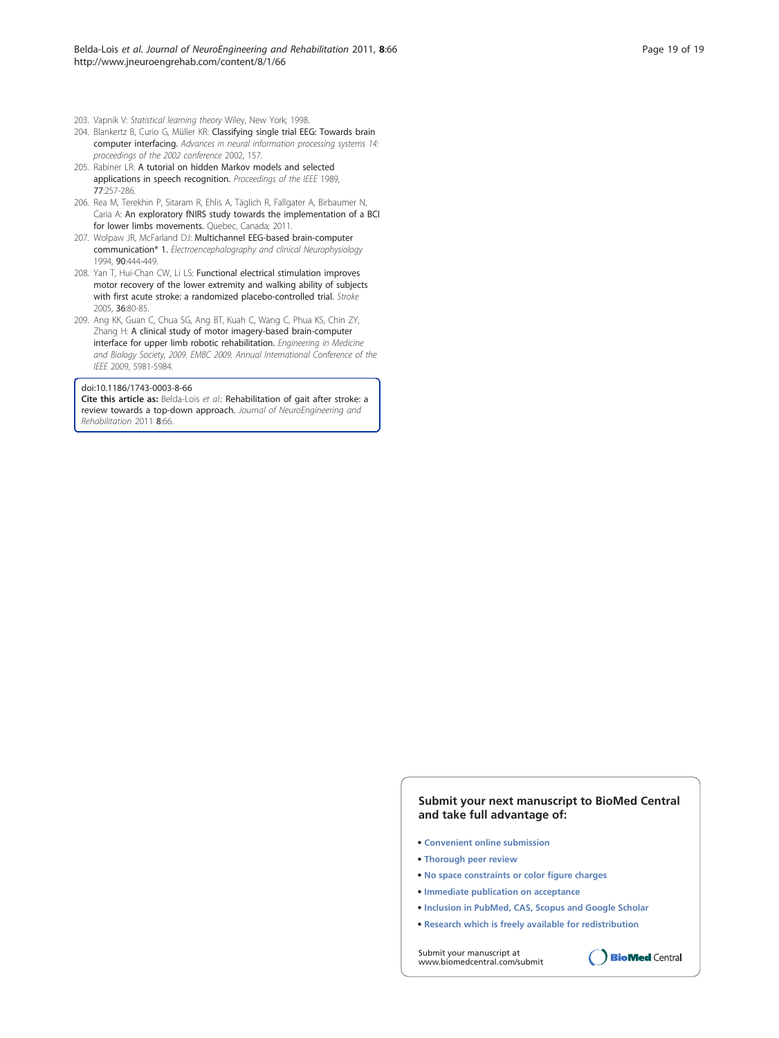203. Vapnik V: *Statistical learning theory* Wiley, New York; 1998.
204. Blankertz B, Curio G, Müller KR: **Classifying single trial EEG: Towards brain computer interfacing.** *Advances in neural information processing systems 14: proceedings of the 2002 conference* 2002, 157.
205. Rabiner LR: **A tutorial on hidden Markov models and selected applications in speech recognition.** *Proceedings of the IEEE* 1989, **77**:257-286.
206. Rea M, Terekhin P, Sitaram R, Ehlis A, Täglich R, Fallgater A, Birbaumer N, Caria A: **An exploratory fNIRS study towards the implementation of a BCI for lower limbs movements.** Quebec, Canada; 2011.
207. Wolpaw JR, McFarland DJ: **Multichannel EEG-based brain-computer communication* 1.** *Electroencephalography and clinical Neurophysiology* 1994, **90**:444-449.
208. Yan T, Hui-Chan CW, Li LS: **Functional electrical stimulation improves motor recovery of the lower extremity and walking ability of subjects with first acute stroke: a randomized placebo-controlled trial.** *Stroke* 2005, **36**:80-85.
209. Ang KK, Guan C, Chua SG, Ang BT, Kuah C, Wang C, Phua KS, Chin ZY, Zhang H: **A clinical study of motor imagery-based brain-computer interface for upper limb robotic rehabilitation.** *Engineering in Medicine and Biology Society, 2009. EMBC 2009. Annual International Conference of the IEEE* 2009, 5981-5984.

doi:10.1186/1743-0003-8-66

**Cite this article as:** Belda-Lois *et al.*: Rehabilitation of gait after stroke: a review towards a top-down approach. *Journal of NeuroEngineering and Rehabilitation* 2011 **8**:66.

**Submit your next manuscript to BioMed Central and take full advantage of:**

- **Convenient online submission**
- **Thorough peer review**
- **No space constraints or color figure charges**
- **Immediate publication on acceptance**
- **Inclusion in PubMed, CAS, Scopus and Google Scholar**
- **Research which is freely available for redistribution**

Submit your manuscript at
www.biomedcentral.com/submit

BioMed Central